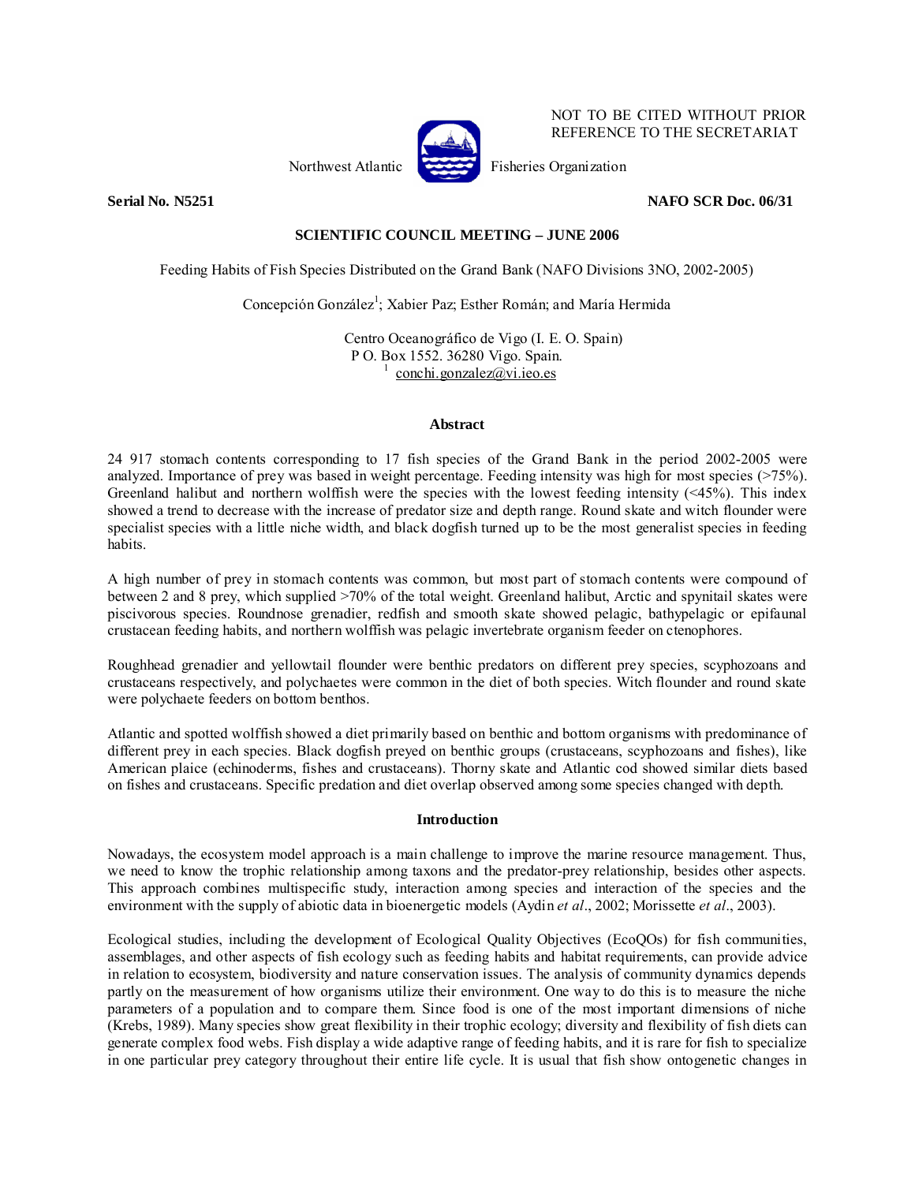NOT TO BE CITED WITHOUT PRIOR REFERENCE TO THE SECRETARIAT

Northwest Atlantic Fisheries Organization

**Serial No. N5251** **NAFO SCR Doc. 06/31**

**SCIENTIFIC COUNCIL MEETING – JUNE 2006**

# Feeding Habits of Fish Species Distributed on the Grand Bank (NAFO Divisions 3NO, 2002-2005)

Concepción González[1]; Xabier Paz; Esther Román; and María Hermida

Centro Oceanográfico de Vigo (I. E. O. Spain)
P O. Box 1552. 36280 Vigo. Spain.
[1] conchi.gonzalez@vi.ieo.es

## Abstract

24 917 stomach contents corresponding to 17 fish species of the Grand Bank in the period 2002-2005 were analyzed. Importance of prey was based in weight percentage. Feeding intensity was high for most species (>75%). Greenland halibut and northern wolffish were the species with the lowest feeding intensity (<45%). This index showed a trend to decrease with the increase of predator size and depth range. Round skate and witch flounder were specialist species with a little niche width, and black dogfish turned up to be the most generalist species in feeding habits.

A high number of prey in stomach contents was common, but most part of stomach contents were compound of between 2 and 8 prey, which supplied >70% of the total weight. Greenland halibut, Arctic and spynitail skates were piscivorous species. Roundnose grenadier, redfish and smooth skate showed pelagic, bathypelagic or epifaunal crustacean feeding habits, and northern wolffish was pelagic invertebrate organism feeder on ctenophores.

Roughhead grenadier and yellowtail flounder were benthic predators on different prey species, scyphozoans and crustaceans respectively, and polychaetes were common in the diet of both species. Witch flounder and round skate were polychaete feeders on bottom benthos.

Atlantic and spotted wolffish showed a diet primarily based on benthic and bottom organisms with predominance of different prey in each species. Black dogfish preyed on benthic groups (crustaceans, scyphozoans and fishes), like American plaice (echinoderms, fishes and crustaceans). Thorny skate and Atlantic cod showed similar diets based on fishes and crustaceans. Specific predation and diet overlap observed among some species changed with depth.

## Introduction

Nowadays, the ecosystem model approach is a main challenge to improve the marine resource management. Thus, we need to know the trophic relationship among taxons and the predator-prey relationship, besides other aspects. This approach combines multispecific study, interaction among species and interaction of the species and the environment with the supply of abiotic data in bioenergetic models (Aydin *et al*., 2002; Morissette *et al*., 2003).

Ecological studies, including the development of Ecological Quality Objectives (EcoQOs) for fish communities, assemblages, and other aspects of fish ecology such as feeding habits and habitat requirements, can provide advice in relation to ecosystem, biodiversity and nature conservation issues. The analysis of community dynamics depends partly on the measurement of how organisms utilize their environment. One way to do this is to measure the niche parameters of a population and to compare them. Since food is one of the most important dimensions of niche (Krebs, 1989). Many species show great flexibility in their trophic ecology; diversity and flexibility of fish diets can generate complex food webs. Fish display a wide adaptive range of feeding habits, and it is rare for fish to specialize in one particular prey category throughout their entire life cycle. It is usual that fish show ontogenetic changes in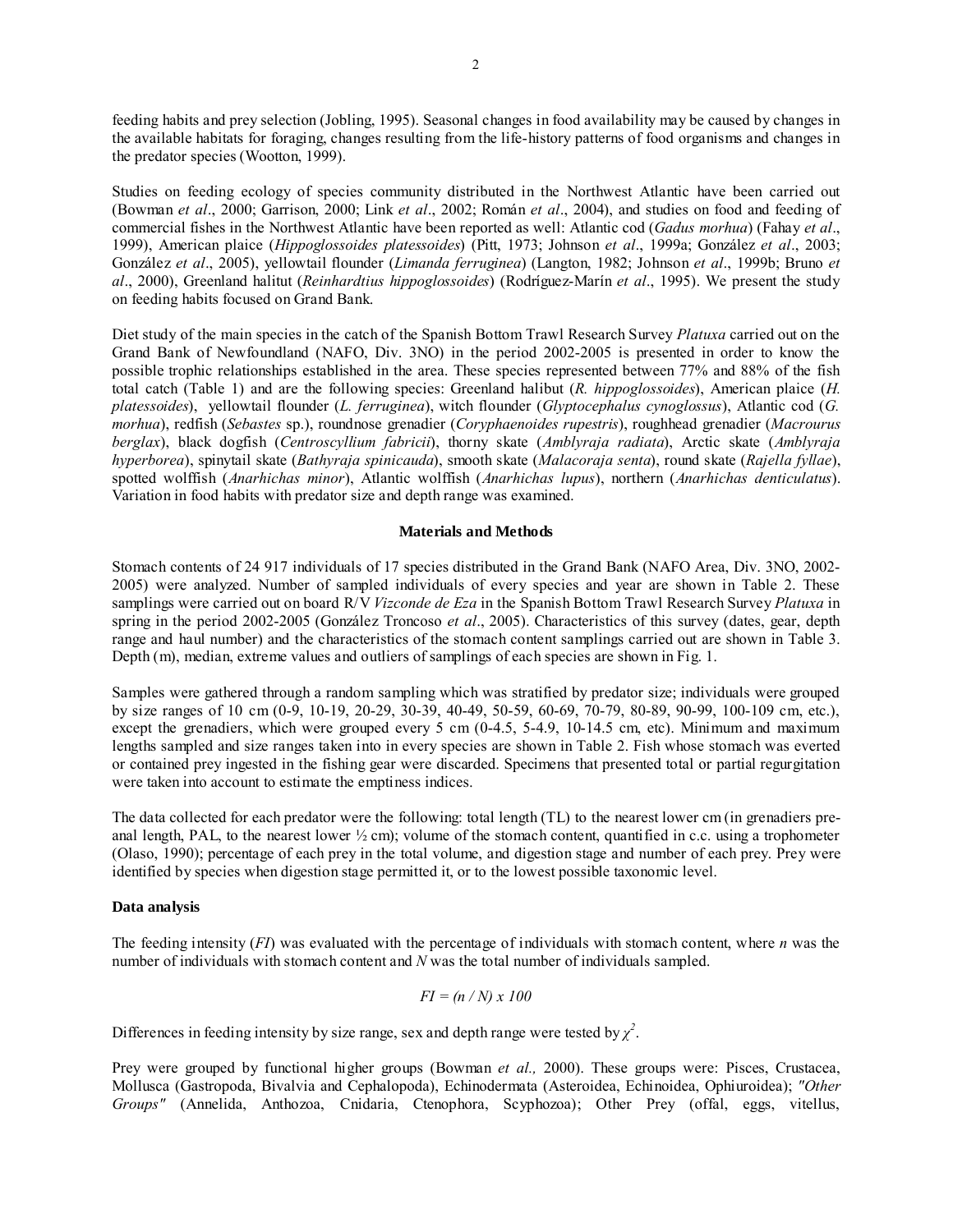feeding habits and prey selection (Jobling, 1995). Seasonal changes in food availability may be caused by changes in the available habitats for foraging, changes resulting from the life-history patterns of food organisms and changes in the predator species (Wootton, 1999).

Studies on feeding ecology of species community distributed in the Northwest Atlantic have been carried out (Bowman *et al*., 2000; Garrison, 2000; Link *et al*., 2002; Román *et al*., 2004), and studies on food and feeding of commercial fishes in the Northwest Atlantic have been reported as well: Atlantic cod (*Gadus morhua*) (Fahay *et al*., 1999), American plaice (*Hippoglossoides platessoides*) (Pitt, 1973; Johnson *et al*., 1999a; González *et al*., 2003; González *et al*., 2005), yellowtail flounder (*Limanda ferruginea*) (Langton, 1982; Johnson *et al*., 1999b; Bruno *et al*., 2000), Greenland halitut (*Reinhardtius hippoglossoides*) (Rodríguez-Marín *et al*., 1995). We present the study on feeding habits focused on Grand Bank.

Diet study of the main species in the catch of the Spanish Bottom Trawl Research Survey *Platuxa* carried out on the Grand Bank of Newfoundland (NAFO, Div. 3NO) in the period 2002-2005 is presented in order to know the possible trophic relationships established in the area. These species represented between 77% and 88% of the fish total catch (Table 1) and are the following species: Greenland halibut (*R. hippoglossoides*), American plaice (*H. platessoides*), yellowtail flounder (*L. ferruginea*), witch flounder (*Glyptocephalus cynoglossus*), Atlantic cod (*G. morhua*), redfish (*Sebastes* sp.), roundnose grenadier (*Coryphaenoides rupestris*), roughhead grenadier (*Macrourus berglax*), black dogfish (*Centroscyllium fabricii*), thorny skate (*Amblyraja radiata*), Arctic skate (*Amblyraja hyperborea*), spinytail skate (*Bathyraja spinicauda*), smooth skate (*Malacoraja senta*), round skate (*Rajella fyllae*), spotted wolffish (*Anarhichas minor*), Atlantic wolffish (*Anarhichas lupus*), northern (*Anarhichas denticulatus*). Variation in food habits with predator size and depth range was examined.

## Materials and Methods

Stomach contents of 24 917 individuals of 17 species distributed in the Grand Bank (NAFO Area, Div. 3NO, 2002-2005) were analyzed. Number of sampled individuals of every species and year are shown in Table 2. These samplings were carried out on board R/V *Vizconde de Eza* in the Spanish Bottom Trawl Research Survey *Platuxa* in spring in the period 2002-2005 (González Troncoso *et al*., 2005). Characteristics of this survey (dates, gear, depth range and haul number) and the characteristics of the stomach content samplings carried out are shown in Table 3. Depth (m), median, extreme values and outliers of samplings of each species are shown in Fig. 1.

Samples were gathered through a random sampling which was stratified by predator size; individuals were grouped by size ranges of 10 cm (0-9, 10-19, 20-29, 30-39, 40-49, 50-59, 60-69, 70-79, 80-89, 90-99, 100-109 cm, etc.), except the grenadiers, which were grouped every 5 cm (0-4.5, 5-4.9, 10-14.5 cm, etc). Minimum and maximum lengths sampled and size ranges taken into in every species are shown in Table 2. Fish whose stomach was everted or contained prey ingested in the fishing gear were discarded. Specimens that presented total or partial regurgitation were taken into account to estimate the emptiness indices.

The data collected for each predator were the following: total length (TL) to the nearest lower cm (in grenadiers pre-anal length, PAL, to the nearest lower ½ cm); volume of the stomach content, quantified in c.c. using a trophometer (Olaso, 1990); percentage of each prey in the total volume, and digestion stage and number of each prey. Prey were identified by species when digestion stage permitted it, or to the lowest possible taxonomic level.

### Data analysis

The feeding intensity (*FI*) was evaluated with the percentage of individuals with stomach content, where *n* was the number of individuals with stomach content and *N* was the total number of individuals sampled.

$$FI = (n / N) \times 100$$

Differences in feeding intensity by size range, sex and depth range were tested by $\chi^2$.

Prey were grouped by functional higher groups (Bowman *et al.,* 2000). These groups were: Pisces, Crustacea, Mollusca (Gastropoda, Bivalvia and Cephalopoda), Echinodermata (Asteroidea, Echinoidea, Ophiuroidea); *"Other Groups"* (Annelida, Anthozoa, Cnidaria, Ctenophora, Scyphozoa); Other Prey (offal, eggs, vitellus,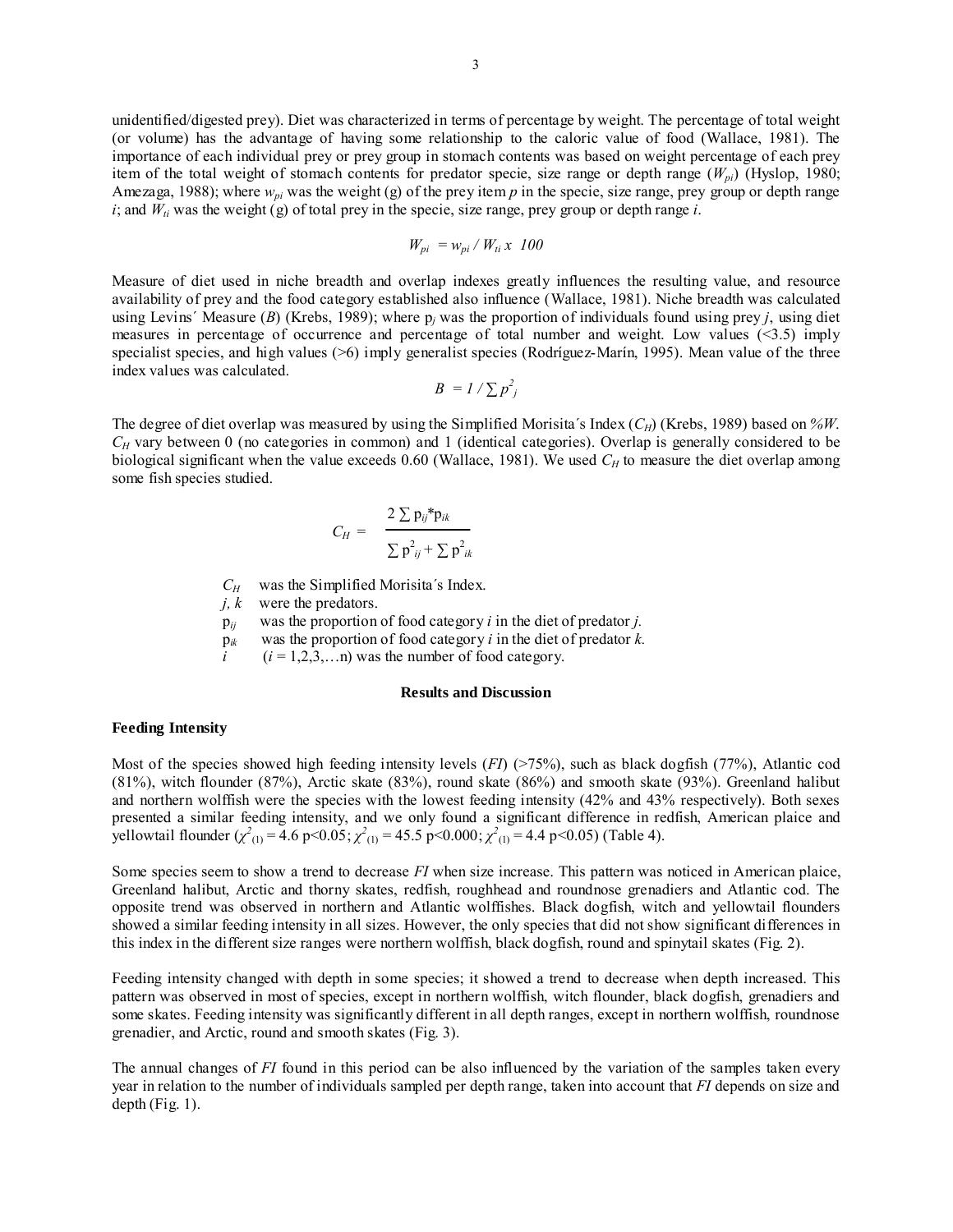unidentified/digested prey). Diet was characterized in terms of percentage by weight. The percentage of total weight (or volume) has the advantage of having some relationship to the caloric value of food (Wallace, 1981). The importance of each individual prey or prey group in stomach contents was based on weight percentage of each prey item of the total weight of stomach contents for predator specie, size range or depth range ($W_{pi}$) (Hyslop, 1980; Amezaga, 1988); where $w_{pi}$ was the weight (g) of the prey item $p$ in the specie, size range, prey group or depth range $i$; and $W_{ti}$ was the weight (g) of total prey in the specie, size range, prey group or depth range $i$.

$$W_{pi} = w_{pi} / W_{ti} \times 100$$

Measure of diet used in niche breadth and overlap indexes greatly influences the resulting value, and resource availability of prey and the food category established also influence (Wallace, 1981). Niche breadth was calculated using Levins´ Measure ($B$) (Krebs, 1989); where $p_j$ was the proportion of individuals found using prey $j$, using diet measures in percentage of occurrence and percentage of total number and weight. Low values (<3.5) imply specialist species, and high values (>6) imply generalist species (Rodríguez-Marín, 1995). Mean value of the three index values was calculated.

$$B = 1 / \sum p_j^2$$

The degree of diet overlap was measured by using the Simplified Morisita´s Index ($C_H$) (Krebs, 1989) based on *%W*. $C_H$ vary between 0 (no categories in common) and 1 (identical categories). Overlap is generally considered to be biological significant when the value exceeds 0.60 (Wallace, 1981). We used $C_H$ to measure the diet overlap among some fish species studied.

$$C_H = \frac{2 \sum p_{ij} * p_{ik}}{\sum p_{ij}^2 + \sum p_{ik}^2}$$

- $C_H$ was the Simplified Morisita´s Index.
- $j, k$ were the predators.
- $p_{ij}$ was the proportion of food category $i$ in the diet of predator $j$.
- $p_{ik}$ was the proportion of food category $i$ in the diet of predator $k$.
- $i$ ($i = 1,2,3,\ldots n$) was the number of food category.

## Results and Discussion

### Feeding Intensity

Most of the species showed high feeding intensity levels (*FI*) (>75%), such as black dogfish (77%), Atlantic cod (81%), witch flounder (87%), Arctic skate (83%), round skate (86%) and smooth skate (93%). Greenland halibut and northern wolffish were the species with the lowest feeding intensity (42% and 43% respectively). Both sexes presented a similar feeding intensity, and we only found a significant difference in redfish, American plaice and yellowtail flounder ($\chi^2_{(1)} = 4.6$ $p<0.05$; $\chi^2_{(1)} = 45.5$ $p<0.000$; $\chi^2_{(1)} = 4.4$ $p<0.05$) (Table 4).

Some species seem to show a trend to decrease *FI* when size increase. This pattern was noticed in American plaice, Greenland halibut, Arctic and thorny skates, redfish, roughhead and roundnose grenadiers and Atlantic cod. The opposite trend was observed in northern and Atlantic wolffishes. Black dogfish, witch and yellowtail flounders showed a similar feeding intensity in all sizes. However, the only species that did not show significant differences in this index in the different size ranges were northern wolffish, black dogfish, round and spinytail skates (Fig. 2).

Feeding intensity changed with depth in some species; it showed a trend to decrease when depth increased. This pattern was observed in most of species, except in northern wolffish, witch flounder, black dogfish, grenadiers and some skates. Feeding intensity was significantly different in all depth ranges, except in northern wolffish, roundnose grenadier, and Arctic, round and smooth skates (Fig. 3).

The annual changes of *FI* found in this period can be also influenced by the variation of the samples taken every year in relation to the number of individuals sampled per depth range, taken into account that *FI* depends on size and depth (Fig. 1).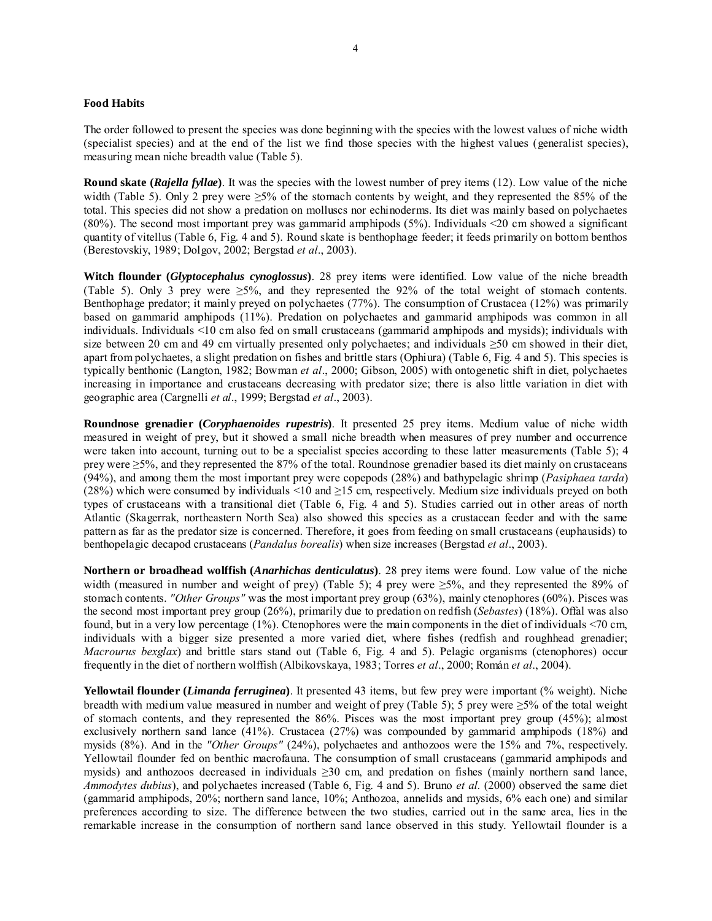**Food Habits**

The order followed to present the species was done beginning with the species with the lowest values of niche width (specialist species) and at the end of the list we find those species with the highest values (generalist species), measuring mean niche breadth value (Table 5).

**Round skate (*Rajella fyllae*)**. It was the species with the lowest number of prey items (12). Low value of the niche width (Table 5). Only 2 prey were ≥5% of the stomach contents by weight, and they represented the 85% of the total. This species did not show a predation on molluscs nor echinoderms. Its diet was mainly based on polychaetes (80%). The second most important prey was gammarid amphipods (5%). Individuals <20 cm showed a significant quantity of vitellus (Table 6, Fig. 4 and 5). Round skate is benthophage feeder; it feeds primarily on bottom benthos (Berestovskiy, 1989; Dolgov, 2002; Bergstad *et al*., 2003).

**Witch flounder (*Glyptocephalus cynoglossus*)**. 28 prey items were identified. Low value of the niche breadth (Table 5). Only 3 prey were ≥5%, and they represented the 92% of the total weight of stomach contents. Benthophage predator; it mainly preyed on polychaetes (77%). The consumption of Crustacea (12%) was primarily based on gammarid amphipods (11%). Predation on polychaetes and gammarid amphipods was common in all individuals. Individuals <10 cm also fed on small crustaceans (gammarid amphipods and mysids); individuals with size between 20 cm and 49 cm virtually presented only polychaetes; and individuals ≥50 cm showed in their diet, apart from polychaetes, a slight predation on fishes and brittle stars (Ophiura) (Table 6, Fig. 4 and 5). This species is typically benthonic (Langton, 1982; Bowman *et al*., 2000; Gibson, 2005) with ontogenetic shift in diet, polychaetes increasing in importance and crustaceans decreasing with predator size; there is also little variation in diet with geographic area (Cargnelli *et al*., 1999; Bergstad *et al*., 2003).

**Roundnose grenadier (*Coryphaenoides rupestris*)**. It presented 25 prey items. Medium value of niche width measured in weight of prey, but it showed a small niche breadth when measures of prey number and occurrence were taken into account, turning out to be a specialist species according to these latter measurements (Table 5); 4 prey were ≥5%, and they represented the 87% of the total. Roundnose grenadier based its diet mainly on crustaceans (94%), and among them the most important prey were copepods (28%) and bathypelagic shrimp (*Pasiphaea tarda*) (28%) which were consumed by individuals <10 and ≥15 cm, respectively. Medium size individuals preyed on both types of crustaceans with a transitional diet (Table 6, Fig. 4 and 5). Studies carried out in other areas of north Atlantic (Skagerrak, northeastern North Sea) also showed this species as a crustacean feeder and with the same pattern as far as the predator size is concerned. Therefore, it goes from feeding on small crustaceans (euphausids) to benthopelagic decapod crustaceans (*Pandalus borealis*) when size increases (Bergstad *et al*., 2003).

**Northern or broadhead wolffish (*Anarhichas denticulatus*)**. 28 prey items were found. Low value of the niche width (measured in number and weight of prey) (Table 5); 4 prey were ≥5%, and they represented the 89% of stomach contents. *"Other Groups"* was the most important prey group (63%), mainly ctenophores (60%). Pisces was the second most important prey group (26%), primarily due to predation on redfish (*Sebastes*) (18%). Offal was also found, but in a very low percentage (1%). Ctenophores were the main components in the diet of individuals <70 cm, individuals with a bigger size presented a more varied diet, where fishes (redfish and roughhead grenadier; *Macrourus bexglax*) and brittle stars stand out (Table 6, Fig. 4 and 5). Pelagic organisms (ctenophores) occur frequently in the diet of northern wolffish (Albikovskaya, 1983; Torres *et al*., 2000; Román *et al*., 2004).

**Yellowtail flounder (*Limanda ferruginea*)**. It presented 43 items, but few prey were important (% weight). Niche breadth with medium value measured in number and weight of prey (Table 5); 5 prey were ≥5% of the total weight of stomach contents, and they represented the 86%. Pisces was the most important prey group (45%); almost exclusively northern sand lance (41%). Crustacea (27%) was compounded by gammarid amphipods (18%) and mysids (8%). And in the *"Other Groups"* (24%), polychaetes and anthozoos were the 15% and 7%, respectively. Yellowtail flounder fed on benthic macrofauna. The consumption of small crustaceans (gammarid amphipods and mysids) and anthozoos decreased in individuals ≥30 cm, and predation on fishes (mainly northern sand lance, *Ammodytes dubius*), and polychaetes increased (Table 6, Fig. 4 and 5). Bruno *et al.* (2000) observed the same diet (gammarid amphipods, 20%; northern sand lance, 10%; Anthozoa, annelids and mysids, 6% each one) and similar preferences according to size. The difference between the two studies, carried out in the same area, lies in the remarkable increase in the consumption of northern sand lance observed in this study. Yellowtail flounder is a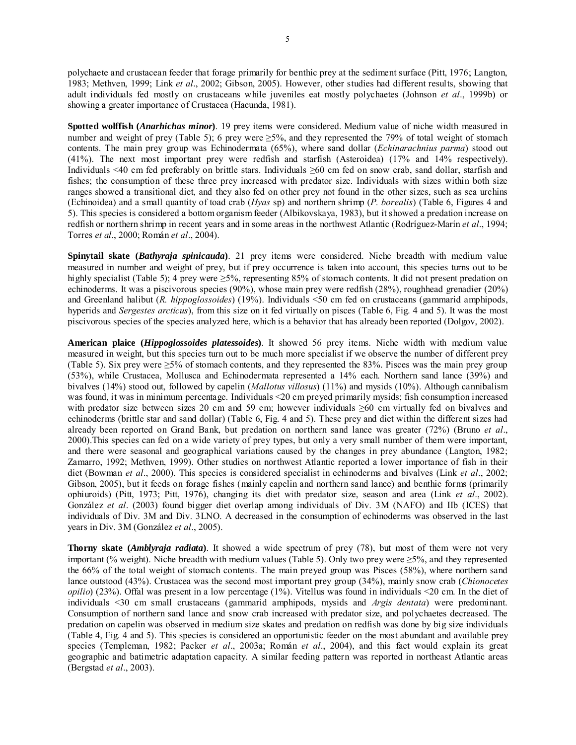polychaete and crustacean feeder that forage primarily for benthic prey at the sediment surface (Pitt, 1976; Langton, 1983; Methven, 1999; Link *et al*., 2002; Gibson, 2005). However, other studies had different results, showing that adult individuals fed mostly on crustaceans while juveniles eat mostly polychaetes (Johnson *et al*., 1999b) or showing a greater importance of Crustacea (Hacunda, 1981).

**Spotted wolffish (*Anarhichas minor*)**. 19 prey items were considered. Medium value of niche width measured in number and weight of prey (Table 5); 6 prey were ≥5%, and they represented the 79% of total weight of stomach contents. The main prey group was Echinodermata (65%), where sand dollar (*Echinarachnius parma*) stood out (41%). The next most important prey were redfish and starfish (Asteroidea) (17% and 14% respectively). Individuals <40 cm fed preferably on brittle stars. Individuals ≥60 cm fed on snow crab, sand dollar, starfish and fishes; the consumption of these three prey increased with predator size. Individuals with sizes within both size ranges showed a transitional diet, and they also fed on other prey not found in the other sizes, such as sea urchins (Echinoidea) and a small quantity of toad crab (*Hyas* sp) and northern shrimp (*P. borealis*) (Table 6, Figures 4 and 5). This species is considered a bottom organism feeder (Albikovskaya, 1983), but it showed a predation increase on redfish or northern shrimp in recent years and in some areas in the northwest Atlantic (Rodríguez-Marín *et al*., 1994; Torres *et al*., 2000; Román *et al*., 2004).

**Spinytail skate (*Bathyraja spinicauda*)**. 21 prey items were considered. Niche breadth with medium value measured in number and weight of prey, but if prey occurrence is taken into account, this species turns out to be highly specialist (Table 5); 4 prey were ≥5%, representing 85% of stomach contents. It did not present predation on echinoderms. It was a piscivorous species (90%), whose main prey were redfish (28%), roughhead grenadier (20%) and Greenland halibut (*R. hippoglossoides*) (19%). Individuals <50 cm fed on crustaceans (gammarid amphipods, hyperids and *Sergestes arcticus*), from this size on it fed virtually on pisces (Table 6, Fig. 4 and 5). It was the most piscivorous species of the species analyzed here, which is a behavior that has already been reported (Dolgov, 2002).

**American plaice (*Hippoglossoides platessoides*)**. It showed 56 prey items. Niche width with medium value measured in weight, but this species turn out to be much more specialist if we observe the number of different prey (Table 5). Six prey were ≥5% of stomach contents, and they represented the 83%. Pisces was the main prey group (53%), while Crustacea, Mollusca and Echinodermata represented a 14% each. Northern sand lance (39%) and bivalves (14%) stood out, followed by capelin (*Mallotus villosus*) (11%) and mysids (10%). Although cannibalism was found, it was in minimum percentage. Individuals <20 cm preyed primarily mysids; fish consumption increased with predator size between sizes 20 cm and 59 cm; however individuals ≥60 cm virtually fed on bivalves and echinoderms (brittle star and sand dollar) (Table 6, Fig. 4 and 5). These prey and diet within the different sizes had already been reported on Grand Bank, but predation on northern sand lance was greater (72%) (Bruno *et al*., 2000).This species can fed on a wide variety of prey types, but only a very small number of them were important, and there were seasonal and geographical variations caused by the changes in prey abundance (Langton, 1982; Zamarro, 1992; Methven, 1999). Other studies on northwest Atlantic reported a lower importance of fish in their diet (Bowman *et al*., 2000). This species is considered specialist in echinoderms and bivalves (Link *et al*., 2002; Gibson, 2005), but it feeds on forage fishes (mainly capelin and northern sand lance) and benthic forms (primarily ophiuroids) (Pitt, 1973; Pitt, 1976), changing its diet with predator size, season and area (Link *et al*., 2002). González *et al*. (2003) found bigger diet overlap among individuals of Div. 3M (NAFO) and IIb (ICES) that individuals of Div. 3M and Div. 3LNO. A decreased in the consumption of echinoderms was observed in the last years in Div. 3M (González *et al*., 2005).

**Thorny skate (*Amblyraja radiata*)**. It showed a wide spectrum of prey (78), but most of them were not very important (% weight). Niche breadth with medium values (Table 5). Only two prey were ≥5%, and they represented the 66% of the total weight of stomach contents. The main preyed group was Pisces (58%), where northern sand lance outstood (43%). Crustacea was the second most important prey group (34%), mainly snow crab (*Chionocetes opilio*) (23%). Offal was present in a low percentage (1%). Vitellus was found in individuals <20 cm. In the diet of individuals <30 cm small crustaceans (gammarid amphipods, mysids and *Argis dentata*) were predominant. Consumption of northern sand lance and snow crab increased with predator size, and polychaetes decreased. The predation on capelin was observed in medium size skates and predation on redfish was done by big size individuals (Table 4, Fig. 4 and 5). This species is considered an opportunistic feeder on the most abundant and available prey species (Templeman, 1982; Packer *et al*., 2003a; Román *et al*., 2004), and this fact would explain its great geographic and batimetric adaptation capacity. A similar feeding pattern was reported in northeast Atlantic areas (Bergstad *et al*., 2003).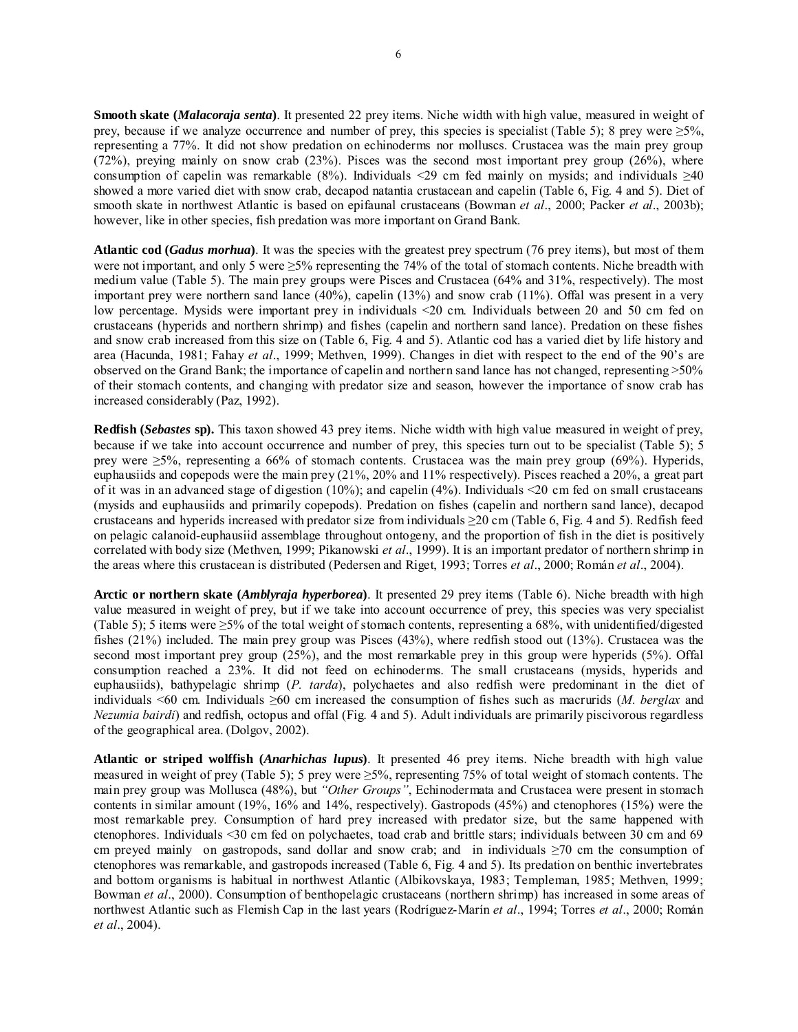**Smooth skate (*Malacoraja senta*)**. It presented 22 prey items. Niche width with high value, measured in weight of prey, because if we analyze occurrence and number of prey, this species is specialist (Table 5); 8 prey were ≥5%, representing a 77%. It did not show predation on echinoderms nor molluscs. Crustacea was the main prey group (72%), preying mainly on snow crab (23%). Pisces was the second most important prey group (26%), where consumption of capelin was remarkable (8%). Individuals <29 cm fed mainly on mysids; and individuals ≥40 showed a more varied diet with snow crab, decapod natantia crustacean and capelin (Table 6, Fig. 4 and 5). Diet of smooth skate in northwest Atlantic is based on epifaunal crustaceans (Bowman *et al*., 2000; Packer *et al*., 2003b); however, like in other species, fish predation was more important on Grand Bank.

**Atlantic cod (*Gadus morhua*)**. It was the species with the greatest prey spectrum (76 prey items), but most of them were not important, and only 5 were ≥5% representing the 74% of the total of stomach contents. Niche breadth with medium value (Table 5). The main prey groups were Pisces and Crustacea (64% and 31%, respectively). The most important prey were northern sand lance (40%), capelin (13%) and snow crab (11%). Offal was present in a very low percentage. Mysids were important prey in individuals <20 cm. Individuals between 20 and 50 cm fed on crustaceans (hyperids and northern shrimp) and fishes (capelin and northern sand lance). Predation on these fishes and snow crab increased from this size on (Table 6, Fig. 4 and 5). Atlantic cod has a varied diet by life history and area (Hacunda, 1981; Fahay *et al*., 1999; Methven, 1999). Changes in diet with respect to the end of the 90's are observed on the Grand Bank; the importance of capelin and northern sand lance has not changed, representing >50% of their stomach contents, and changing with predator size and season, however the importance of snow crab has increased considerably (Paz, 1992).

**Redfish (*Sebastes* sp).** This taxon showed 43 prey items. Niche width with high value measured in weight of prey, because if we take into account occurrence and number of prey, this species turn out to be specialist (Table 5); 5 prey were ≥5%, representing a 66% of stomach contents. Crustacea was the main prey group (69%). Hyperids, euphausiids and copepods were the main prey (21%, 20% and 11% respectively). Pisces reached a 20%, a great part of it was in an advanced stage of digestion (10%); and capelin (4%). Individuals <20 cm fed on small crustaceans (mysids and euphausiids and primarily copepods). Predation on fishes (capelin and northern sand lance), decapod crustaceans and hyperids increased with predator size from individuals ≥20 cm (Table 6, Fig. 4 and 5). Redfish feed on pelagic calanoid-euphausiid assemblage throughout ontogeny, and the proportion of fish in the diet is positively correlated with body size (Methven, 1999; Pikanowski *et al*., 1999). It is an important predator of northern shrimp in the areas where this crustacean is distributed (Pedersen and Riget, 1993; Torres *et al*., 2000; Román *et al*., 2004).

**Arctic or northern skate (*Amblyraja hyperborea*)**. It presented 29 prey items (Table 6). Niche breadth with high value measured in weight of prey, but if we take into account occurrence of prey, this species was very specialist (Table 5); 5 items were ≥5% of the total weight of stomach contents, representing a 68%, with unidentified/digested fishes (21%) included. The main prey group was Pisces (43%), where redfish stood out (13%). Crustacea was the second most important prey group (25%), and the most remarkable prey in this group were hyperids (5%). Offal consumption reached a 23%. It did not feed on echinoderms. The small crustaceans (mysids, hyperids and euphausiids), bathypelagic shrimp (*P. tarda*), polychaetes and also redfish were predominant in the diet of individuals <60 cm. Individuals ≥60 cm increased the consumption of fishes such as macrurids (*M. berglax* and *Nezumia bairdi*) and redfish, octopus and offal (Fig. 4 and 5). Adult individuals are primarily piscivorous regardless of the geographical area. (Dolgov, 2002).

**Atlantic or striped wolffish (*Anarhichas lupus*)**. It presented 46 prey items. Niche breadth with high value measured in weight of prey (Table 5); 5 prey were ≥5%, representing 75% of total weight of stomach contents. The main prey group was Mollusca (48%), but *"Other Groups"*, Echinodermata and Crustacea were present in stomach contents in similar amount (19%, 16% and 14%, respectively). Gastropods (45%) and ctenophores (15%) were the most remarkable prey. Consumption of hard prey increased with predator size, but the same happened with ctenophores. Individuals <30 cm fed on polychaetes, toad crab and brittle stars; individuals between 30 cm and 69 cm preyed mainly on gastropods, sand dollar and snow crab; and in individuals ≥70 cm the consumption of ctenophores was remarkable, and gastropods increased (Table 6, Fig. 4 and 5). Its predation on benthic invertebrates and bottom organisms is habitual in northwest Atlantic (Albikovskaya, 1983; Templeman, 1985; Methven, 1999; Bowman *et al*., 2000). Consumption of benthopelagic crustaceans (northern shrimp) has increased in some areas of northwest Atlantic such as Flemish Cap in the last years (Rodríguez-Marín *et al*., 1994; Torres *et al*., 2000; Román *et al*., 2004).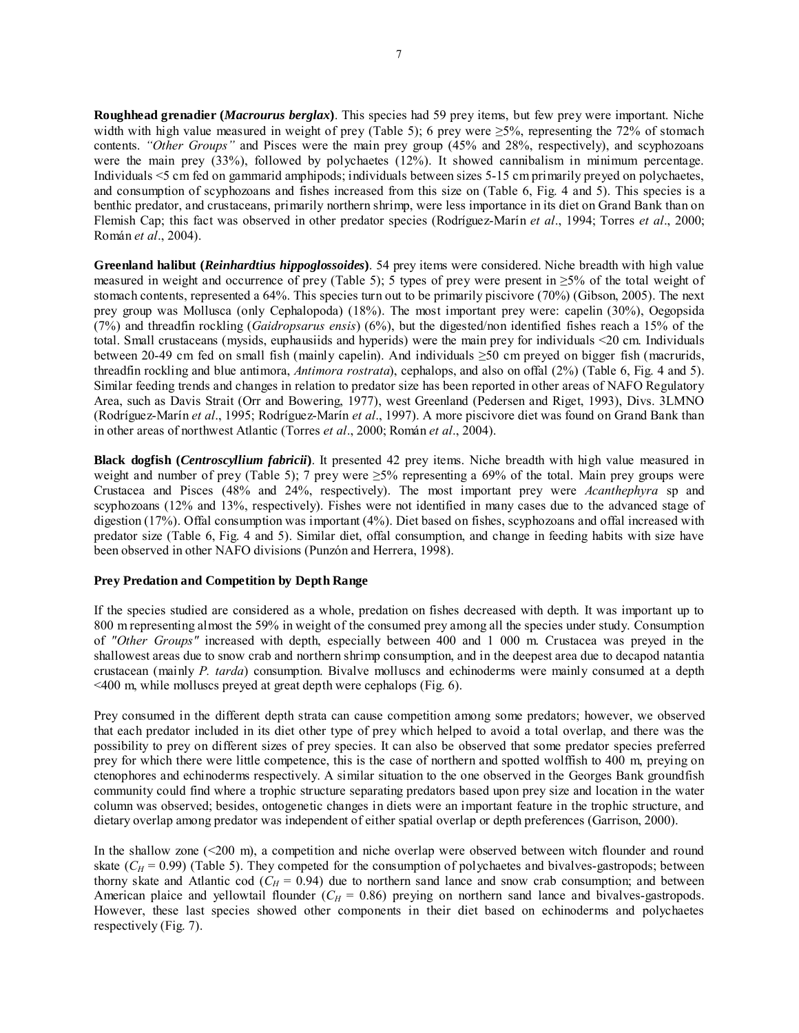**Roughhead grenadier (*Macrourus berglax*)**. This species had 59 prey items, but few prey were important. Niche width with high value measured in weight of prey (Table 5); 6 prey were ≥5%, representing the 72% of stomach contents. *"Other Groups"* and Pisces were the main prey group (45% and 28%, respectively), and scyphozoans were the main prey (33%), followed by polychaetes (12%). It showed cannibalism in minimum percentage. Individuals <5 cm fed on gammarid amphipods; individuals between sizes 5-15 cm primarily preyed on polychaetes, and consumption of scyphozoans and fishes increased from this size on (Table 6, Fig. 4 and 5). This species is a benthic predator, and crustaceans, primarily northern shrimp, were less importance in its diet on Grand Bank than on Flemish Cap; this fact was observed in other predator species (Rodríguez-Marín *et al*., 1994; Torres *et al*., 2000; Román *et al*., 2004).

**Greenland halibut (*Reinhardtius hippoglossoides*)**. 54 prey items were considered. Niche breadth with high value measured in weight and occurrence of prey (Table 5); 5 types of prey were present in ≥5% of the total weight of stomach contents, represented a 64%. This species turn out to be primarily piscivore (70%) (Gibson, 2005). The next prey group was Mollusca (only Cephalopoda) (18%). The most important prey were: capelin (30%), Oegopsida (7%) and threadfin rockling (*Gaidropsarus ensis*) (6%), but the digested/non identified fishes reach a 15% of the total. Small crustaceans (mysids, euphausiids and hyperids) were the main prey for individuals <20 cm. Individuals between 20-49 cm fed on small fish (mainly capelin). And individuals ≥50 cm preyed on bigger fish (macrurids, threadfin rockling and blue antimora, *Antimora rostrata*), cephalops, and also on offal (2%) (Table 6, Fig. 4 and 5). Similar feeding trends and changes in relation to predator size has been reported in other areas of NAFO Regulatory Area, such as Davis Strait (Orr and Bowering, 1977), west Greenland (Pedersen and Riget, 1993), Divs. 3LMNO (Rodríguez-Marín *et al*., 1995; Rodríguez-Marín *et al*., 1997). A more piscivore diet was found on Grand Bank than in other areas of northwest Atlantic (Torres *et al*., 2000; Román *et al*., 2004).

**Black dogfish (*Centroscyllium fabricii*)**. It presented 42 prey items. Niche breadth with high value measured in weight and number of prey (Table 5); 7 prey were ≥5% representing a 69% of the total. Main prey groups were Crustacea and Pisces (48% and 24%, respectively). The most important prey were *Acanthephyra* sp and scyphozoans (12% and 13%, respectively). Fishes were not identified in many cases due to the advanced stage of digestion (17%). Offal consumption was important (4%). Diet based on fishes, scyphozoans and offal increased with predator size (Table 6, Fig. 4 and 5). Similar diet, offal consumption, and change in feeding habits with size have been observed in other NAFO divisions (Punzón and Herrera, 1998).

### Prey Predation and Competition by Depth Range

If the species studied are considered as a whole, predation on fishes decreased with depth. It was important up to 800 m representing almost the 59% in weight of the consumed prey among all the species under study. Consumption of *"Other Groups"* increased with depth, especially between 400 and 1 000 m. Crustacea was preyed in the shallowest areas due to snow crab and northern shrimp consumption, and in the deepest area due to decapod natantia crustacean (mainly *P. tarda*) consumption. Bivalve molluscs and echinoderms were mainly consumed at a depth <400 m, while molluscs preyed at great depth were cephalops (Fig. 6).

Prey consumed in the different depth strata can cause competition among some predators; however, we observed that each predator included in its diet other type of prey which helped to avoid a total overlap, and there was the possibility to prey on different sizes of prey species. It can also be observed that some predator species preferred prey for which there were little competence, this is the case of northern and spotted wolffish to 400 m, preying on ctenophores and echinoderms respectively. A similar situation to the one observed in the Georges Bank groundfish community could find where a trophic structure separating predators based upon prey size and location in the water column was observed; besides, ontogenetic changes in diets were an important feature in the trophic structure, and dietary overlap among predator was independent of either spatial overlap or depth preferences (Garrison, 2000).

In the shallow zone (<200 m), a competition and niche overlap were observed between witch flounder and round skate ($C_H$ = 0.99) (Table 5). They competed for the consumption of polychaetes and bivalves-gastropods; between thorny skate and Atlantic cod ($C_H$ = 0.94) due to northern sand lance and snow crab consumption; and between American plaice and yellowtail flounder ($C_H$ = 0.86) preying on northern sand lance and bivalves-gastropods. However, these last species showed other components in their diet based on echinoderms and polychaetes respectively (Fig. 7).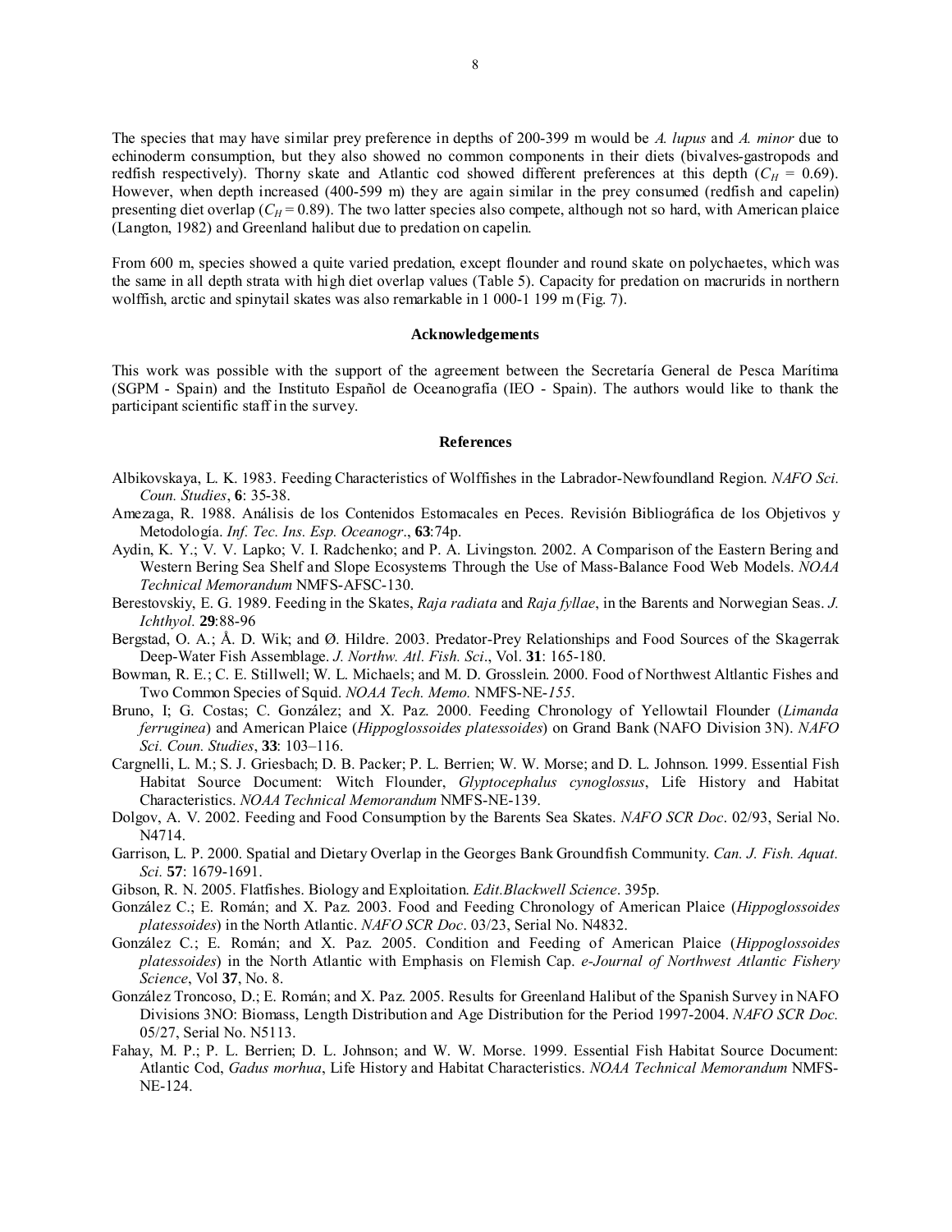The species that may have similar prey preference in depths of 200-399 m would be *A. lupus* and *A. minor* due to echinoderm consumption, but they also showed no common components in their diets (bivalves-gastropods and redfish respectively). Thorny skate and Atlantic cod showed different preferences at this depth ($C_H$ = 0.69). However, when depth increased (400-599 m) they are again similar in the prey consumed (redfish and capelin) presenting diet overlap ($C_H$ = 0.89). The two latter species also compete, although not so hard, with American plaice (Langton, 1982) and Greenland halibut due to predation on capelin.

From 600 m, species showed a quite varied predation, except flounder and round skate on polychaetes, which was the same in all depth strata with high diet overlap values (Table 5). Capacity for predation on macrurids in northern wolffish, arctic and spinytail skates was also remarkable in 1 000-1 199 m (Fig. 7).

## Acknowledgements

This work was possible with the support of the agreement between the Secretaría General de Pesca Marítima (SGPM - Spain) and the Instituto Español de Oceanografía (IEO - Spain). The authors would like to thank the participant scientific staff in the survey.

## References

Albikovskaya, L. K. 1983. Feeding Characteristics of Wolffishes in the Labrador-Newfoundland Region. *NAFO Sci. Coun. Studies*, **6**: 35-38.

Amezaga, R. 1988. Análisis de los Contenidos Estomacales en Peces. Revisión Bibliográfica de los Objetivos y Metodología. *Inf. Tec. Ins. Esp. Oceanogr*., **63**:74p.

Aydin, K. Y.; V. V. Lapko; V. I. Radchenko; and P. A. Livingston. 2002. A Comparison of the Eastern Bering and Western Bering Sea Shelf and Slope Ecosystems Through the Use of Mass-Balance Food Web Models. *NOAA Technical Memorandum* NMFS-AFSC-130.

Berestovskiy, E. G. 1989. Feeding in the Skates, *Raja radiata* and *Raja fyllae*, in the Barents and Norwegian Seas. *J. Ichthyol.* **29**:88-96

Bergstad, O. A.; Å. D. Wik; and Ø. Hildre. 2003. Predator-Prey Relationships and Food Sources of the Skagerrak Deep-Water Fish Assemblage. *J. Northw. Atl. Fish. Sci*., Vol. **31**: 165-180.

Bowman, R. E.; C. E. Stillwell; W. L. Michaels; and M. D. Grosslein. 2000. Food of Northwest Altlantic Fishes and Two Common Species of Squid. *NOAA Tech. Memo.* NMFS-NE-*155*.

Bruno, I; G. Costas; C. González; and X. Paz. 2000. Feeding Chronology of Yellowtail Flounder (*Limanda ferruginea*) and American Plaice (*Hippoglossoides platessoides*) on Grand Bank (NAFO Division 3N). *NAFO Sci. Coun. Studies*, **33**: 103–116.

Cargnelli, L. M.; S. J. Griesbach; D. B. Packer; P. L. Berrien; W. W. Morse; and D. L. Johnson. 1999. Essential Fish Habitat Source Document: Witch Flounder, *Glyptocephalus cynoglossus*, Life History and Habitat Characteristics. *NOAA Technical Memorandum* NMFS-NE-139.

Dolgov, A. V. 2002. Feeding and Food Consumption by the Barents Sea Skates. *NAFO SCR Doc*. 02/93, Serial No. N4714.

Garrison, L. P. 2000. Spatial and Dietary Overlap in the Georges Bank Groundfish Community. *Can. J. Fish. Aquat. Sci.* **57**: 1679-1691.

Gibson, R. N. 2005. Flatfishes. Biology and Exploitation. *Edit.Blackwell Science*. 395p.

González C.; E. Román; and X. Paz. 2003. Food and Feeding Chronology of American Plaice (*Hippoglossoides platessoides*) in the North Atlantic. *NAFO SCR Doc*. 03/23, Serial No. N4832.

González C.; E. Román; and X. Paz. 2005. Condition and Feeding of American Plaice (*Hippoglossoides platessoides*) in the North Atlantic with Emphasis on Flemish Cap. *e-Journal of Northwest Atlantic Fishery Science*, Vol **37**, No. 8.

González Troncoso, D.; E. Román; and X. Paz. 2005. Results for Greenland Halibut of the Spanish Survey in NAFO Divisions 3NO: Biomass, Length Distribution and Age Distribution for the Period 1997-2004. *NAFO SCR Doc.* 05/27, Serial No. N5113.

Fahay, M. P.; P. L. Berrien; D. L. Johnson; and W. W. Morse. 1999. Essential Fish Habitat Source Document: Atlantic Cod, *Gadus morhua*, Life History and Habitat Characteristics. *NOAA Technical Memorandum* NMFS-NE-124.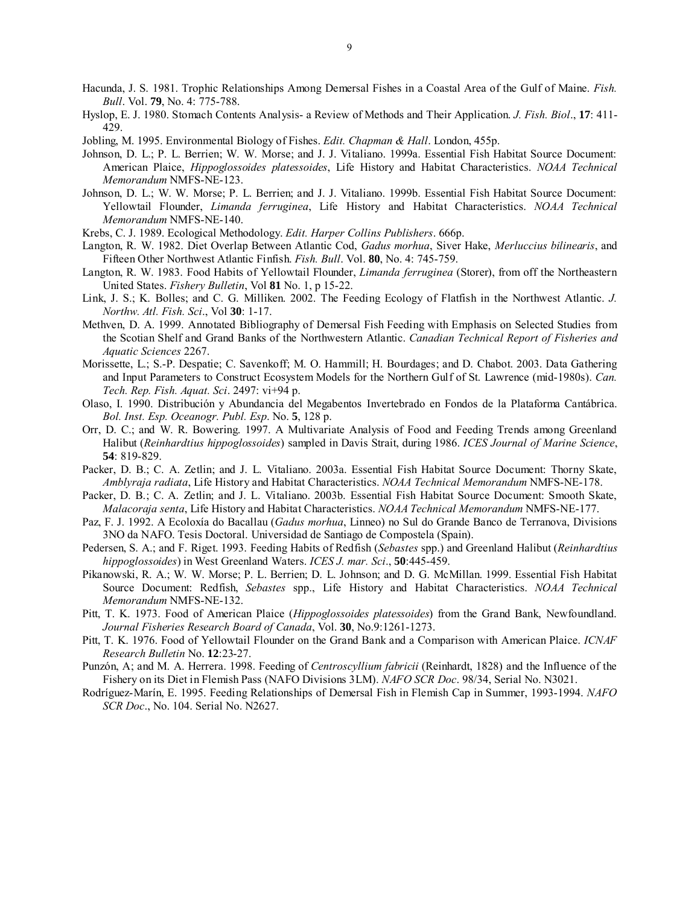Hacunda, J. S. 1981. Trophic Relationships Among Demersal Fishes in a Coastal Area of the Gulf of Maine. *Fish. Bull*. Vol. **79**, No. 4: 775-788.

Hyslop, E. J. 1980. Stomach Contents Analysis- a Review of Methods and Their Application. *J. Fish. Biol*., **17**: 411-429.

Jobling, M. 1995. Environmental Biology of Fishes. *Edit. Chapman & Hall*. London, 455p.

Johnson, D. L.; P. L. Berrien; W. W. Morse; and J. J. Vitaliano. 1999a. Essential Fish Habitat Source Document: American Plaice, *Hippoglossoides platessoides*, Life History and Habitat Characteristics. *NOAA Technical Memorandum* NMFS-NE-123.

Johnson, D. L.; W. W. Morse; P. L. Berrien; and J. J. Vitaliano. 1999b. Essential Fish Habitat Source Document: Yellowtail Flounder, *Limanda ferruginea*, Life History and Habitat Characteristics. *NOAA Technical Memorandum* NMFS-NE-140.

Krebs, C. J. 1989. Ecological Methodology. *Edit. Harper Collins Publishers*. 666p.

Langton, R. W. 1982. Diet Overlap Between Atlantic Cod, *Gadus morhua*, Siver Hake, *Merluccius bilinearis*, and Fifteen Other Northwest Atlantic Finfish. *Fish. Bull*. Vol. **80**, No. 4: 745-759.

Langton, R. W. 1983. Food Habits of Yellowtail Flounder, *Limanda ferruginea* (Storer), from off the Northeastern United States. *Fishery Bulletin*, Vol **81** No. 1, p 15-22.

Link, J. S.; K. Bolles; and C. G. Milliken. 2002. The Feeding Ecology of Flatfish in the Northwest Atlantic. *J. Northw. Atl. Fish. Sci*., Vol **30**: 1-17.

Methven, D. A. 1999. Annotated Bibliography of Demersal Fish Feeding with Emphasis on Selected Studies from the Scotian Shelf and Grand Banks of the Northwestern Atlantic. *Canadian Technical Report of Fisheries and Aquatic Sciences* 2267.

Morissette, L.; S.-P. Despatie; C. Savenkoff; M. O. Hammill; H. Bourdages; and D. Chabot. 2003. Data Gathering and Input Parameters to Construct Ecosystem Models for the Northern Gulf of St. Lawrence (mid-1980s). *Can. Tech. Rep. Fish. Aquat. Sci*. 2497: vi+94 p.

Olaso, I. 1990. Distribución y Abundancia del Megabentos Invertebrado en Fondos de la Plataforma Cantábrica. *Bol. Inst. Esp. Oceanogr. Publ. Esp*. No. **5**, 128 p.

Orr, D. C.; and W. R. Bowering. 1997. A Multivariate Analysis of Food and Feeding Trends among Greenland Halibut (*Reinhardtius hippoglossoides*) sampled in Davis Strait, during 1986. *ICES Journal of Marine Science*, **54**: 819-829.

Packer, D. B.; C. A. Zetlin; and J. L. Vitaliano. 2003a. Essential Fish Habitat Source Document: Thorny Skate, *Amblyraja radiata*, Life History and Habitat Characteristics. *NOAA Technical Memorandum* NMFS-NE-178.

Packer, D. B.; C. A. Zetlin; and J. L. Vitaliano. 2003b. Essential Fish Habitat Source Document: Smooth Skate, *Malacoraja senta*, Life History and Habitat Characteristics. *NOAA Technical Memorandum* NMFS-NE-177.

Paz, F. J. 1992. A Ecoloxía do Bacallau (*Gadus morhua*, Linneo) no Sul do Grande Banco de Terranova, Divisions 3NO da NAFO. Tesis Doctoral. Universidad de Santiago de Compostela (Spain).

Pedersen, S. A.; and F. Riget. 1993. Feeding Habits of Redfish (*Sebastes* spp.) and Greenland Halibut (*Reinhardtius hippoglossoides*) in West Greenland Waters. *ICES J. mar. Sci*., **50**:445-459.

Pikanowski, R. A.; W. W. Morse; P. L. Berrien; D. L. Johnson; and D. G. McMillan. 1999. Essential Fish Habitat Source Document: Redfish, *Sebastes* spp., Life History and Habitat Characteristics. *NOAA Technical Memorandum* NMFS-NE-132.

Pitt, T. K. 1973. Food of American Plaice (*Hippoglossoides platessoides*) from the Grand Bank, Newfoundland. *Journal Fisheries Research Board of Canada*, Vol. **30**, No.9:1261-1273.

Pitt, T. K. 1976. Food of Yellowtail Flounder on the Grand Bank and a Comparison with American Plaice. *ICNAF Research Bulletin* No. **12**:23-27.

Punzón, A; and M. A. Herrera. 1998. Feeding of *Centroscyllium fabricii* (Reinhardt, 1828) and the Influence of the Fishery on its Diet in Flemish Pass (NAFO Divisions 3LM). *NAFO SCR Doc*. 98/34, Serial No. N3021.

Rodríguez-Marín, E. 1995. Feeding Relationships of Demersal Fish in Flemish Cap in Summer, 1993-1994. *NAFO SCR Doc*., No. 104. Serial No. N2627.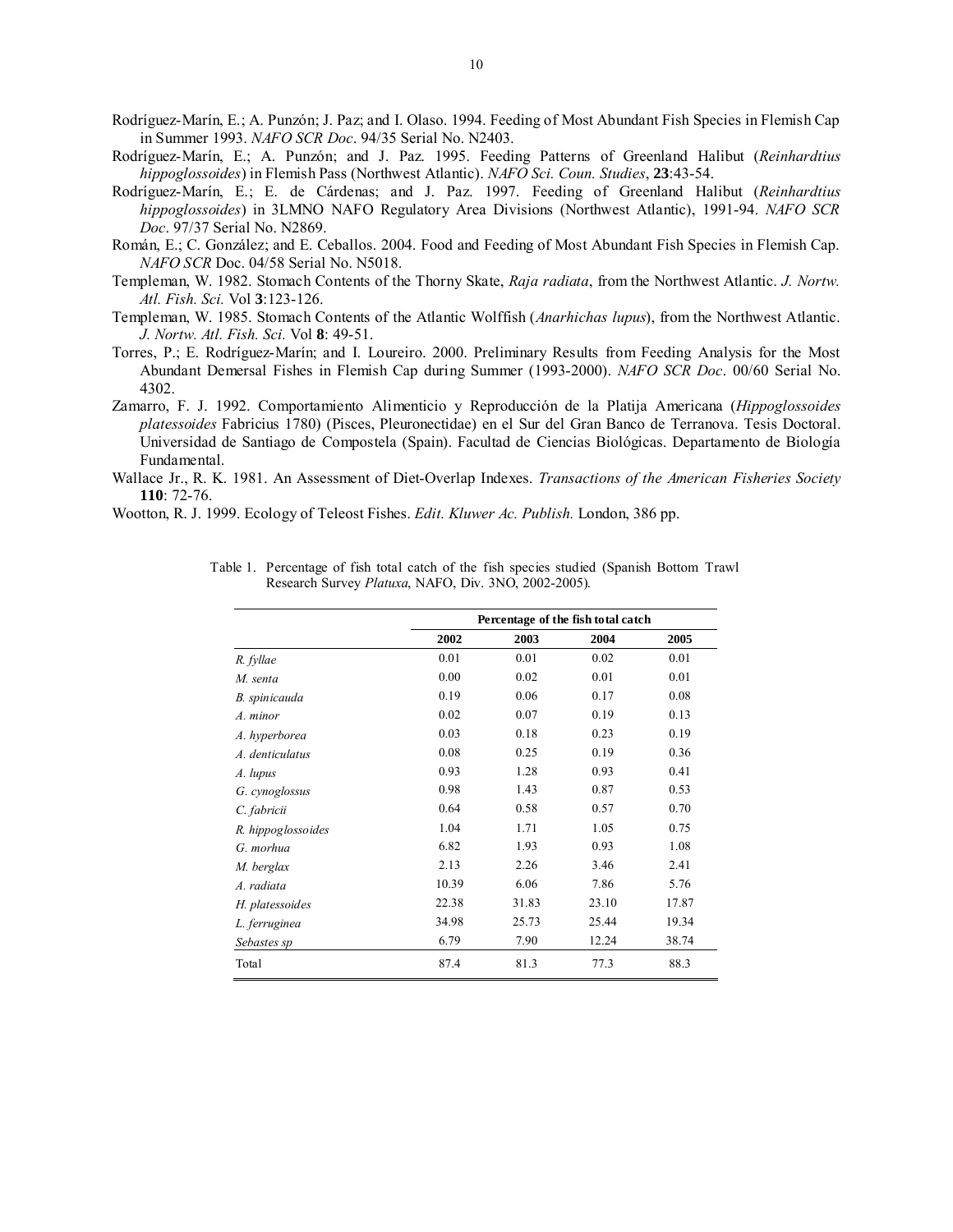Rodríguez-Marín, E.; A. Punzón; J. Paz; and I. Olaso. 1994. Feeding of Most Abundant Fish Species in Flemish Cap in Summer 1993. *NAFO SCR Doc*. 94/35 Serial No. N2403.

Rodríguez-Marín, E.; A. Punzón; and J. Paz. 1995. Feeding Patterns of Greenland Halibut (*Reinhardtius hippoglossoides*) in Flemish Pass (Northwest Atlantic). *NAFO Sci. Coun. Studies*, **23**:43-54.

Rodríguez-Marín, E.; E. de Cárdenas; and J. Paz. 1997. Feeding of Greenland Halibut (*Reinhardtius hippoglossoides*) in 3LMNO NAFO Regulatory Area Divisions (Northwest Atlantic), 1991-94. *NAFO SCR Doc*. 97/37 Serial No. N2869.

Román, E.; C. González; and E. Ceballos. 2004. Food and Feeding of Most Abundant Fish Species in Flemish Cap. *NAFO SCR* Doc. 04/58 Serial No. N5018.

Templeman, W. 1982. Stomach Contents of the Thorny Skate, *Raja radiata*, from the Northwest Atlantic. *J. Nortw. Atl. Fish. Sci.* Vol **3**:123-126.

Templeman, W. 1985. Stomach Contents of the Atlantic Wolffish (*Anarhichas lupus*), from the Northwest Atlantic. *J. Nortw. Atl. Fish. Sci.* Vol **8**: 49-51.

Torres, P.; E. Rodríguez-Marín; and I. Loureiro. 2000. Preliminary Results from Feeding Analysis for the Most Abundant Demersal Fishes in Flemish Cap during Summer (1993-2000). *NAFO SCR Doc*. 00/60 Serial No. 4302.

Zamarro, F. J. 1992. Comportamiento Alimenticio y Reproducción de la Platija Americana (*Hippoglossoides platessoides* Fabricius 1780) (Pisces, Pleuronectidae) en el Sur del Gran Banco de Terranova. Tesis Doctoral. Universidad de Santiago de Compostela (Spain). Facultad de Ciencias Biológicas. Departamento de Biología Fundamental.

Wallace Jr., R. K. 1981. An Assessment of Diet-Overlap Indexes. *Transactions of the American Fisheries Society* **110**: 72-76.

Wootton, R. J. 1999. Ecology of Teleost Fishes. *Edit. Kluwer Ac. Publish.* London, 386 pp.

Table 1. Percentage of fish total catch of the fish species studied (Spanish Bottom Trawl Research Survey *Platuxa*, NAFO, Div. 3NO, 2002-2005).

| | **Percentage of the fish total catch** | | | |
|---|---|---|---|---|
| | **2002** | **2003** | **2004** | **2005** |
| *R. fyllae* | 0.01 | 0.01 | 0.02 | 0.01 |
| *M. senta* | 0.00 | 0.02 | 0.01 | 0.01 |
| *B. spinicauda* | 0.19 | 0.06 | 0.17 | 0.08 |
| *A. minor* | 0.02 | 0.07 | 0.19 | 0.13 |
| *A. hyperborea* | 0.03 | 0.18 | 0.23 | 0.19 |
| *A. denticulatus* | 0.08 | 0.25 | 0.19 | 0.36 |
| *A. lupus* | 0.93 | 1.28 | 0.93 | 0.41 |
| *G. cynoglossus* | 0.98 | 1.43 | 0.87 | 0.53 |
| *C. fabricii* | 0.64 | 0.58 | 0.57 | 0.70 |
| *R. hippoglossoides* | 1.04 | 1.71 | 1.05 | 0.75 |
| *G. morhua* | 6.82 | 1.93 | 0.93 | 1.08 |
| *M. berglax* | 2.13 | 2.26 | 3.46 | 2.41 |
| *A. radiata* | 10.39 | 6.06 | 7.86 | 5.76 |
| *H. platessoides* | 22.38 | 31.83 | 23.10 | 17.87 |
| *L. ferruginea* | 34.98 | 25.73 | 25.44 | 19.34 |
| *Sebastes sp* | 6.79 | 7.90 | 12.24 | 38.74 |
| Total | 87.4 | 81.3 | 77.3 | 88.3 |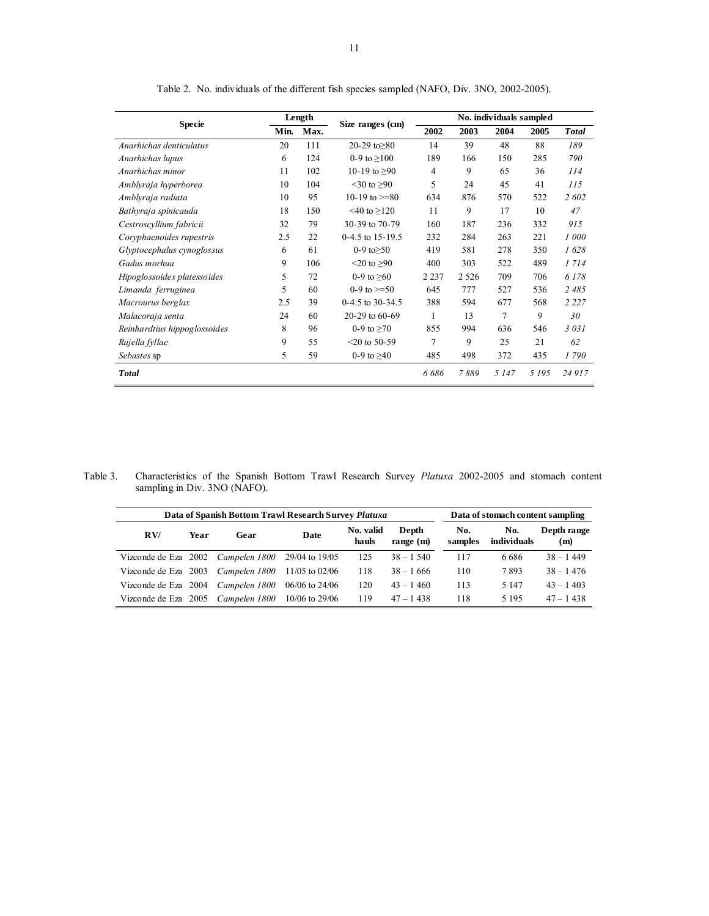Table 2. No. individuals of the different fish species sampled (NAFO, Div. 3NO, 2002-2005).

| Specie | Length | | Size ranges (cm) | No. individuals sampled | | | | |
|---|---|---|---|---|---|---|---|---|
| | Min. | Max. | | 2002 | 2003 | 2004 | 2005 | *Total* |
| *Anarhichas denticulatus* | 20 | 111 | 20-29 to≥80 | 14 | 39 | 48 | 88 | *189* |
| *Anarhichas lupus* | 6 | 124 | 0-9 to ≥100 | 189 | 166 | 150 | 285 | *790* |
| *Anarhichas minor* | 11 | 102 | 10-19 to ≥90 | 4 | 9 | 65 | 36 | *114* |
| *Amblyraja hyperborea* | 10 | 104 | <30 to ≥90 | 5 | 24 | 45 | 41 | *115* |
| *Amblyraja radiata* | 10 | 95 | 10-19 to >=80 | 634 | 876 | 570 | 522 | *2 602* |
| *Bathyraja spinicauda* | 18 | 150 | <40 to ≥120 | 11 | 9 | 17 | 10 | *47* |
| *Cestroscyllium fabricii* | 32 | 79 | 30-39 to 70-79 | 160 | 187 | 236 | 332 | *915* |
| *Coryphaenoides rupestris* | 2.5 | 22 | 0-4.5 to 15-19.5 | 232 | 284 | 263 | 221 | *1 000* |
| *Glyptocephalus cynoglossus* | 6 | 61 | 0-9 to≥50 | 419 | 581 | 278 | 350 | *1 628* |
| *Gadus morhua* | 9 | 106 | <20 to ≥90 | 400 | 303 | 522 | 489 | *1 714* |
| *Hipoglossoides platessoides* | 5 | 72 | 0-9 to ≥60 | 2 237 | 2 526 | 709 | 706 | *6 178* |
| *Limanda ferruginea* | 5 | 60 | 0-9 to >=50 | 645 | 777 | 527 | 536 | *2 485* |
| *Macrourus berglax* | 2.5 | 39 | 0-4.5 to 30-34.5 | 388 | 594 | 677 | 568 | *2 227* |
| *Malacoraja senta* | 24 | 60 | 20-29 to 60-69 | 1 | 13 | 7 | 9 | *30* |
| *Reinhardtius hippoglossoides* | 8 | 96 | 0-9 to ≥70 | 855 | 994 | 636 | 546 | *3 031* |
| *Rajella fyllae* | 9 | 55 | <20 to 50-59 | 7 | 9 | 25 | 21 | *62* |
| *Sebastes* sp | 5 | 59 | 0-9 to ≥40 | 485 | 498 | 372 | 435 | *1 790* |
| ***Total*** | | | | *6 686* | *7 889* | *5 147* | *5 195* | *24 917* |

Table 3. Characteristics of the Spanish Bottom Trawl Research Survey *Platuxa* 2002-2005 and stomach content sampling in Div. 3NO (NAFO).

| Data of Spanish Bottom Trawl Research Survey *Platuxa* | | | | | | Data of stomach content sampling | | |
|---|---|---|---|---|---|---|---|---|
| RV/ | Year | Gear | Date | No. valid hauls | Depth range (m) | No. samples | No. individuals | Depth range (m) |
| Vizconde de Eza | 2002 | *Campelen 1800* | 29/04 to 19/05 | 125 | 38 – 1 540 | 117 | 6 686 | 38 – 1 449 |
| Vizconde de Eza | 2003 | *Campelen 1800* | 11/05 to 02/06 | 118 | 38 – 1 666 | 110 | 7 893 | 38 – 1 476 |
| Vizconde de Eza | 2004 | *Campelen 1800* | 06/06 to 24/06 | 120 | 43 – 1 460 | 113 | 5 147 | 43 – 1 403 |
| Vizconde de Eza | 2005 | *Campelen 1800* | 10/06 to 29/06 | 119 | 47 – 1 438 | 118 | 5 195 | 47 – 1 438 |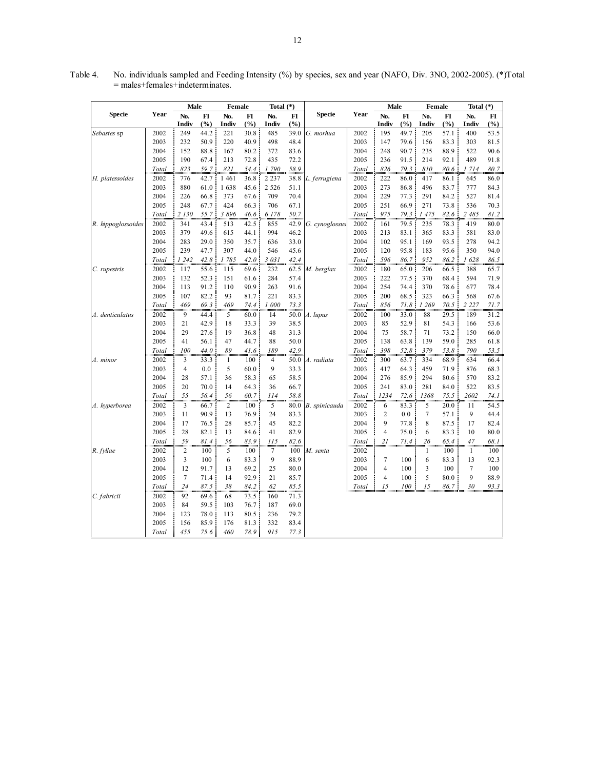Table 4. No. individuals sampled and Feeding Intensity (%) by species, sex and year (NAFO, Div. 3NO, 2002-2005). (*)Total = males+females+indeterminates.

| Specie | Year | Male | | Female | | Total (*) | | Specie | Year | Male | | Female | | Total (*) | |
|---|---|---|---|---|---|---|---|---|---|---|---|---|---|---|---|
| | | No. Indiv | FI (%) | No. Indiv | FI (%) | No. Indiv | FI (%) | | | No. Indiv | FI (%) | No. Indiv | FI (%) | No. Indiv | FI (%) |
| *Sebastes* sp | 2002 | 249 | 44.2 | 221 | 30.8 | 485 | 39.0 | *G. morhua* | 2002 | 195 | 49.7 | 205 | 57.1 | 400 | 53.5 |
| | 2003 | 232 | 50.9 | 220 | 40.9 | 498 | 48.4 | | 2003 | 147 | 79.6 | 156 | 83.3 | 303 | 81.5 |
| | 2004 | 152 | 88.8 | 167 | 80.2 | 372 | 83.6 | | 2004 | 248 | 90.7 | 235 | 88.9 | 522 | 90.6 |
| | 2005 | 190 | 67.4 | 213 | 72.8 | 435 | 72.2 | | 2005 | 236 | 91.5 | 214 | 92.1 | 489 | 91.8 |
| | *Total* | *823* | *59.7* | *821* | *54.4* | *1 790* | *58.9* | | *Total* | *826* | *79.3* | *810* | *80.6* | *1 714* | *80.7* |
| *H. platessoides* | 2002 | 776 | 42.7 | 1 461 | 36.8 | 2 237 | 38.8 | *L. ferrugiena* | 2002 | 222 | 86.0 | 417 | 86.1 | 645 | 86.0 |
| | 2003 | 880 | 61.0 | 1 638 | 45.6 | 2 526 | 51.1 | | 2003 | 273 | 86.8 | 496 | 83.7 | 777 | 84.3 |
| | 2004 | 226 | 66.8 | 373 | 67.6 | 709 | 70.4 | | 2004 | 229 | 77.3 | 291 | 84.2 | 527 | 81.4 |
| | 2005 | 248 | 67.7 | 424 | 66.3 | 706 | 67.1 | | 2005 | 251 | 66.9 | 271 | 73.8 | 536 | 70.3 |
| | *Total* | *2 130* | *55.7* | *3 896* | *46.6* | *6 178* | *50.7* | | *Total* | *975* | *79.3* | *1 475* | *82.6* | *2 485* | *81.2* |
| *R. hippoglossoides* | 2002 | 341 | 43.4 | 513 | 42.5 | 855 | 42.9 | *G. cynoglossus* | 2002 | 161 | 79.5 | 235 | 78.3 | 419 | 80.0 |
| | 2003 | 379 | 49.6 | 615 | 44.1 | 994 | 46.2 | | 2003 | 213 | 83.1 | 365 | 83.3 | 581 | 83.0 |
| | 2004 | 283 | 29.0 | 350 | 35.7 | 636 | 33.0 | | 2004 | 102 | 95.1 | 169 | 93.5 | 278 | 94.2 |
| | 2005 | 239 | 47.7 | 307 | 44.0 | 546 | 45.6 | | 2005 | 120 | 95.8 | 183 | 95.6 | 350 | 94.0 |
| | *Total* | *1 242* | *42.8* | *1 785* | *42.0* | *3 031* | *42.4* | | *Total* | *596* | *86.7* | *952* | *86.2* | *1 628* | *86.5* |
| *C. rupestris* | 2002 | 117 | 55.6 | 115 | 69.6 | 232 | 62.5 | *M. berglax* | 2002 | 180 | 65.0 | 206 | 66.5 | 388 | 65.7 |
| | 2003 | 132 | 52.3 | 151 | 61.6 | 284 | 57.4 | | 2003 | 222 | 77.5 | 370 | 68.4 | 594 | 71.9 |
| | 2004 | 113 | 91.2 | 110 | 90.9 | 263 | 91.6 | | 2004 | 254 | 74.4 | 370 | 78.6 | 677 | 78.4 |
| | 2005 | 107 | 82.2 | 93 | 81.7 | 221 | 83.3 | | 2005 | 200 | 68.5 | 323 | 66.3 | 568 | 67.6 |
| | *Total* | *469* | *69.3* | *469* | *74.4* | *1 000* | *73.3* | | *Total* | *856* | *71.8* | *1 269* | *70.5* | *2 227* | *71.7* |
| *A. denticulatus* | 2002 | 9 | 44.4 | 5 | 60.0 | 14 | 50.0 | *A. lupus* | 2002 | 100 | 33.0 | 88 | 29.5 | 189 | 31.2 |
| | 2003 | 21 | 42.9 | 18 | 33.3 | 39 | 38.5 | | 2003 | 85 | 52.9 | 81 | 54.3 | 166 | 53.6 |
| | 2004 | 29 | 27.6 | 19 | 36.8 | 48 | 31.3 | | 2004 | 75 | 58.7 | 71 | 73.2 | 150 | 66.0 |
| | 2005 | 41 | 56.1 | 47 | 44.7 | 88 | 50.0 | | 2005 | 138 | 63.8 | 139 | 59.0 | 285 | 61.8 |
| | *Total* | *100* | *44.0* | *89* | *41.6* | *189* | *42.9* | | *Total* | *398* | *52.8* | *379* | *53.8* | *790* | *53.5* |
| *A. minor* | 2002 | 3 | 33.3 | 1 | 100 | 4 | 50.0 | *A. radiata* | 2002 | 300 | 63.7 | 334 | 68.9 | 634 | 66.4 |
| | 2003 | 4 | 0.0 | 5 | 60.0 | 9 | 33.3 | | 2003 | 417 | 64.3 | 459 | 71.9 | 876 | 68.3 |
| | 2004 | 28 | 57.1 | 36 | 58.3 | 65 | 58.5 | | 2004 | 276 | 85.9 | 294 | 80.6 | 570 | 83.2 |
| | 2005 | 20 | 70.0 | 14 | 64.3 | 36 | 66.7 | | 2005 | 241 | 83.0 | 281 | 84.0 | 522 | 83.5 |
| | *Total* | *55* | *56.4* | *56* | *60.7* | *114* | *58.8* | | *Total* | *1234* | *72.6* | *1368* | *75.5* | *2602* | *74.1* |
| *A. hyperborea* | 2002 | 3 | 66.7 | 2 | 100 | 5 | 80.0 | *B. spinicauda* | 2002 | 6 | 83.3 | 5 | 20.0 | 11 | 54.5 |
| | 2003 | 11 | 90.9 | 13 | 76.9 | 24 | 83.3 | | 2003 | 2 | 0.0 | 7 | 57.1 | 9 | 44.4 |
| | 2004 | 17 | 76.5 | 28 | 85.7 | 45 | 82.2 | | 2004 | 9 | 77.8 | 8 | 87.5 | 17 | 82.4 |
| | 2005 | 28 | 82.1 | 13 | 84.6 | 41 | 82.9 | | 2005 | 4 | 75.0 | 6 | 83.3 | 10 | 80.0 |
| | *Total* | *59* | *81.4* | *56* | *83.9* | *115* | *82.6* | | *Total* | *21* | *71.4* | *26* | *65.4* | *47* | *68.1* |
| *R. fyllae* | 2002 | 2 | 100 | 5 | 100 | 7 | 100 | *M. senta* | 2002 | | | 1 | 100 | 1 | 100 |
| | 2003 | 3 | 100 | 6 | 83.3 | 9 | 88.9 | | 2003 | 7 | 100 | 6 | 83.3 | 13 | 92.3 |
| | 2004 | 12 | 91.7 | 13 | 69.2 | 25 | 80.0 | | 2004 | 4 | 100 | 3 | 100 | 7 | 100 |
| | 2005 | 7 | 71.4 | 14 | 92.9 | 21 | 85.7 | | 2005 | 4 | 100 | 5 | 80.0 | 9 | 88.9 |
| | *Total* | *24* | *87.5* | *38* | *84.2* | *62* | *85.5* | | *Total* | *15* | *100* | *15* | *86.7* | *30* | *93.3* |
| *C. fabricii* | 2002 | 92 | 69.6 | 68 | 73.5 | 160 | 71.3 | | | | | | | | |
| | 2003 | 84 | 59.5 | 103 | 76.7 | 187 | 69.0 | | | | | | | | |
| | 2004 | 123 | 78.0 | 113 | 80.5 | 236 | 79.2 | | | | | | | | |
| | 2005 | 156 | 85.9 | 176 | 81.3 | 332 | 83.4 | | | | | | | | |
| | *Total* | *455* | *75.6* | *460* | *78.9* | *915* | *77.3* | | | | | | | | |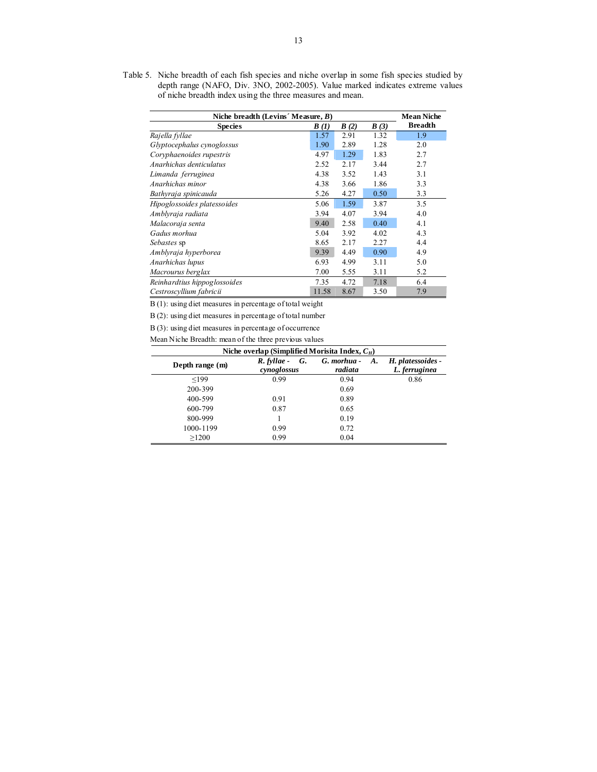Table 5. Niche breadth of each fish species and niche overlap in some fish species studied by depth range (NAFO, Div. 3NO, 2002-2005). Value marked indicates extreme values of niche breadth index using the three measures and mean.

| Species | *B (1)* | *B (2)* | *B (3)* | Mean Niche Breadth |
|---|---|---|---|---|
| *Rajella fyllae* | 1.57 | 2.91 | 1.32 | 1.9 |
| *Glyptocephalus cynoglossus* | 1.90 | 2.89 | 1.28 | 2.0 |
| *Coryphaenoides rupestris* | 4.97 | 1.29 | 1.83 | 2.7 |
| *Anarhichas denticulatus* | 2.52 | 2.17 | 3.44 | 2.7 |
| *Limanda ferruginea* | 4.38 | 3.52 | 1.43 | 3.1 |
| *Anarhichas minor* | 4.38 | 3.66 | 1.86 | 3.3 |
| *Bathyraja spinicauda* | 5.26 | 4.27 | 0.50 | 3.3 |
| *Hipoglossoides platessoides* | 5.06 | 1.59 | 3.87 | 3.5 |
| *Amblyraja radiata* | 3.94 | 4.07 | 3.94 | 4.0 |
| *Malacoraja senta* | 9.40 | 2.58 | 0.40 | 4.1 |
| *Gadus morhua* | 5.04 | 3.92 | 4.02 | 4.3 |
| *Sebastes* sp | 8.65 | 2.17 | 2.27 | 4.4 |
| *Amblyraja hyperborea* | 9.39 | 4.49 | 0.90 | 4.9 |
| *Anarhichas lupus* | 6.93 | 4.99 | 3.11 | 5.0 |
| *Macrourus berglax* | 7.00 | 5.55 | 3.11 | 5.2 |
| *Reinhardtius hippoglossoides* | 7.35 | 4.72 | 7.18 | 6.4 |
| *Cestroscyllium fabricii* | 11.58 | 8.67 | 3.50 | 7.9 |

B (1): using diet measures in percentage of total weight

B (2): using diet measures in percentage of total number

B (3): using diet measures in percentage of occurrence

Mean Niche Breadth: mean of the three previous values

**Niche overlap (Simplified Morisita Index, $C_H$)**

| Depth range (m) | *R. fyllae - G. cynoglossus* | *G. morhua - A. radiata* | *H. platessoides - L. ferruginea* |
|---|---|---|---|
| ≤199 | 0.99 | 0.94 | 0.86 |
| 200-399 | | 0.69 | |
| 400-599 | 0.91 | 0.89 | |
| 600-799 | 0.87 | 0.65 | |
| 800-999 | 1 | 0.19 | |
| 1000-1199 | 0.99 | 0.72 | |
| ≥1200 | 0.99 | 0.04 | |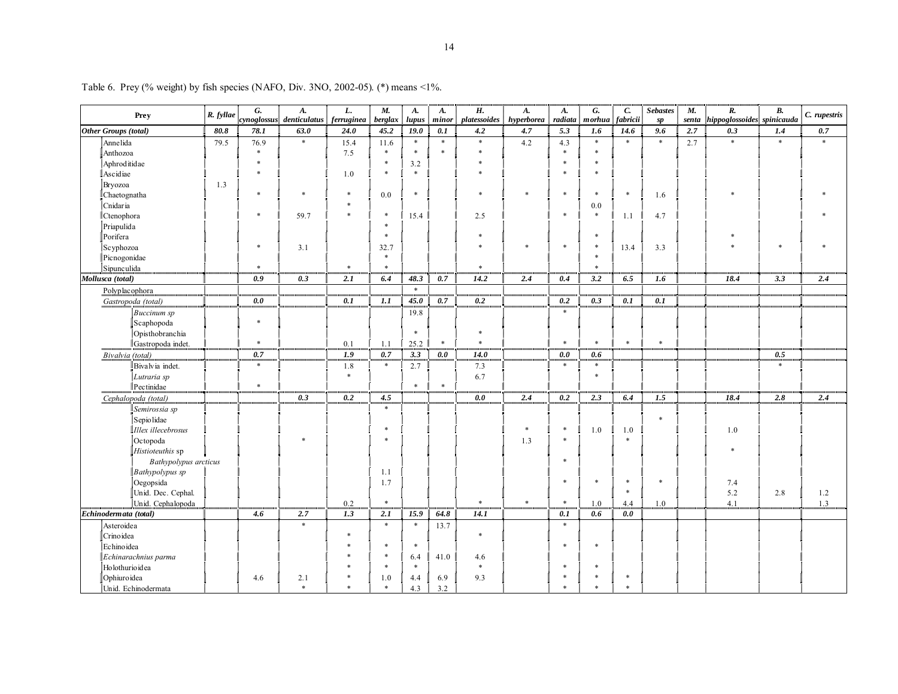Table 6. Prey (% weight) by fish species (NAFO, Div. 3NO, 2002-05). (*) means <1%.

| Prey | *R. fyllae* | *G. cynoglossus* | *A. denticulatus* | *L. ferruginea* | *M. berglax* | *A. lupus* | *A. minor* | *H. platessoides* | *A. hyperborea* | *A. radiata* | *G. morhua* | *C. fabricii* | *Sebastes sp* | *M. senta* | *R. hippoglossoides* | *B. spinicauda* | *C. rupestris* |
|---|---|---|---|---|---|---|---|---|---|---|---|---|---|---|---|---|---|
| ***Other Groups (total)*** | ***80.8*** | ***78.1*** | ***63.0*** | ***24.0*** | ***45.2*** | ***19.0*** | ***0.1*** | ***4.2*** | ***4.7*** | ***5.3*** | ***1.6*** | ***14.6*** | ***9.6*** | ***2.7*** | ***0.3*** | ***1.4*** | ***0.7*** |
| Annelida | 79.5 | 76.9 | * | 15.4 | 11.6 | * | * | * | 4.2 | 4.3 | * | * | * | 2.7 | * | * | * |
| Anthozoa | | * | | 7.5 | * | * | * | * | | * | * | | | | | | |
| Aphroditidae | | * | | | * | 3.2 | | * | | * | * | | | | | | |
| Ascidiae | | * | | 1.0 | * | * | | * | | * | * | | | | | | |
| Bryozoa | 1.3 | | | | | | | | | | | | | | | | |
| Chaetognatha | | * | * | * | 0.0 | * | | * | * | * | * | * | 1.6 | | * | | * |
| Cnidaria | | | | * | | | | | | | 0.0 | | | | | | |
| Ctenophora | | * | 59.7 | * | * | 15.4 | | 2.5 | | * | * | 1.1 | 4.7 | | | | * |
| Priapulida | | | | | * | | | | | | | | | | | | |
| Porifera | | | | | * | | | * | | | * | | | | * | | |
| Scyphozoa | | * | 3.1 | | 32.7 | | | * | * | * | * | 13.4 | 3.3 | | * | * | * |
| Picnogonidae | | | | | * | | | | | | * | | | | | | |
| Sipunculida | | * | | * | * | | | * | | | * | | | | | | |
| ***Mollusca (total)*** | | ***0.9*** | ***0.3*** | ***2.1*** | ***6.4*** | ***48.3*** | ***0.7*** | ***14.2*** | ***2.4*** | ***0.4*** | ***3.2*** | ***6.5*** | ***1.6*** | | ***18.4*** | ***3.3*** | ***2.4*** |
| Polyplacophora | | | | | | * | | | | | | | | | | | |
| *Gastropoda (total)* | | ***0.0*** | | ***0.1*** | ***1.1*** | ***45.0*** | ***0.7*** | ***0.2*** | | ***0.2*** | ***0.3*** | ***0.1*** | ***0.1*** | | | | |
| *Buccinum sp* | | | | | | 19.8 | | | | * | | | | | | | |
| Scaphopoda | | * | | | | | | | | | | | | | | | |
| Opisthobranchia | | | | | | * | | * | | | | | | | | | |
| Gastropoda indet. | | * | | 0.1 | 1.1 | 25.2 | * | * | | * | * | * | * | | | | |
| *Bivalvia (total)* | | ***0.7*** | | ***1.9*** | ***0.7*** | ***3.3*** | ***0.0*** | ***14.0*** | | ***0.0*** | ***0.6*** | | | | | ***0.5*** | |
| Bivalvia indet. | | * | | 1.8 | * | 2.7 | | 7.3 | | * | * | | | | | * | |
| *Lutraria sp* | | | | * | | | | 6.7 | | | * | | | | | | |
| Pectinidae | | * | | | | * | * | | | | | | | | | | |
| *Cephalopoda (total)* | | | ***0.3*** | ***0.2*** | ***4.5*** | | | ***0.0*** | ***2.4*** | ***0.2*** | ***2.3*** | ***6.4*** | ***1.5*** | | ***18.4*** | ***2.8*** | ***2.4*** |
| *Semirossia sp* | | | | | * | | | | | | | | | | | | |
| Sepiolidae | | | | | | | | | | | | | * | | | | |
| *Illex illecebrosus* | | | | | * | | | | * | * | 1.0 | 1.0 | | | 1.0 | | |
| Octopoda | | | * | | * | | | | 1.3 | * | | * | | | | | |
| *Histioteuthis* sp | | | | | | | | | | | | | | | * | | |
| *Bathypolypus arcticus* | | | | | | | | | | * | | | | | | | |
| *Bathypolypus sp* | | | | | 1.1 | | | | | | | | | | | | |
| Oegopsida | | | | | 1.7 | | | | | * | * | * | * | | 7.4 | | |
| Unid. Dec. Cephal. | | | | | | | | | | | | * | | | 5.2 | 2.8 | 1.2 |
| Unid. Cephalopoda | | | | 0.2 | * | | | * | * | * | 1.0 | 4.4 | 1.0 | | 4.1 | | 1.3 |
| ***Echinodermata (total)*** | | ***4.6*** | ***2.7*** | ***1.3*** | ***2.1*** | ***15.9*** | ***64.8*** | ***14.1*** | | ***0.1*** | ***0.6*** | ***0.0*** | | | | | |
| Asteroidea | | | * | | * | * | 13.7 | | | * | | | | | | | |
| Crinoidea | | | | * | | | | * | | | | | | | | | |
| Echinoidea | | | | * | * | * | | | | * | * | | | | | | |
| *Echinarachnius parma* | | | | * | * | 6.4 | 41.0 | 4.6 | | | | | | | | | |
| Holothurioidea | | | | * | * | * | | * | | * | * | | | | | | |
| Ophiuroidea | | 4.6 | 2.1 | * | 1.0 | 4.4 | 6.9 | 9.3 | | * | * | * | | | | | |
| Unid. Echinodermata | | | * | * | * | 4.3 | 3.2 | | | * | * | * | | | | | |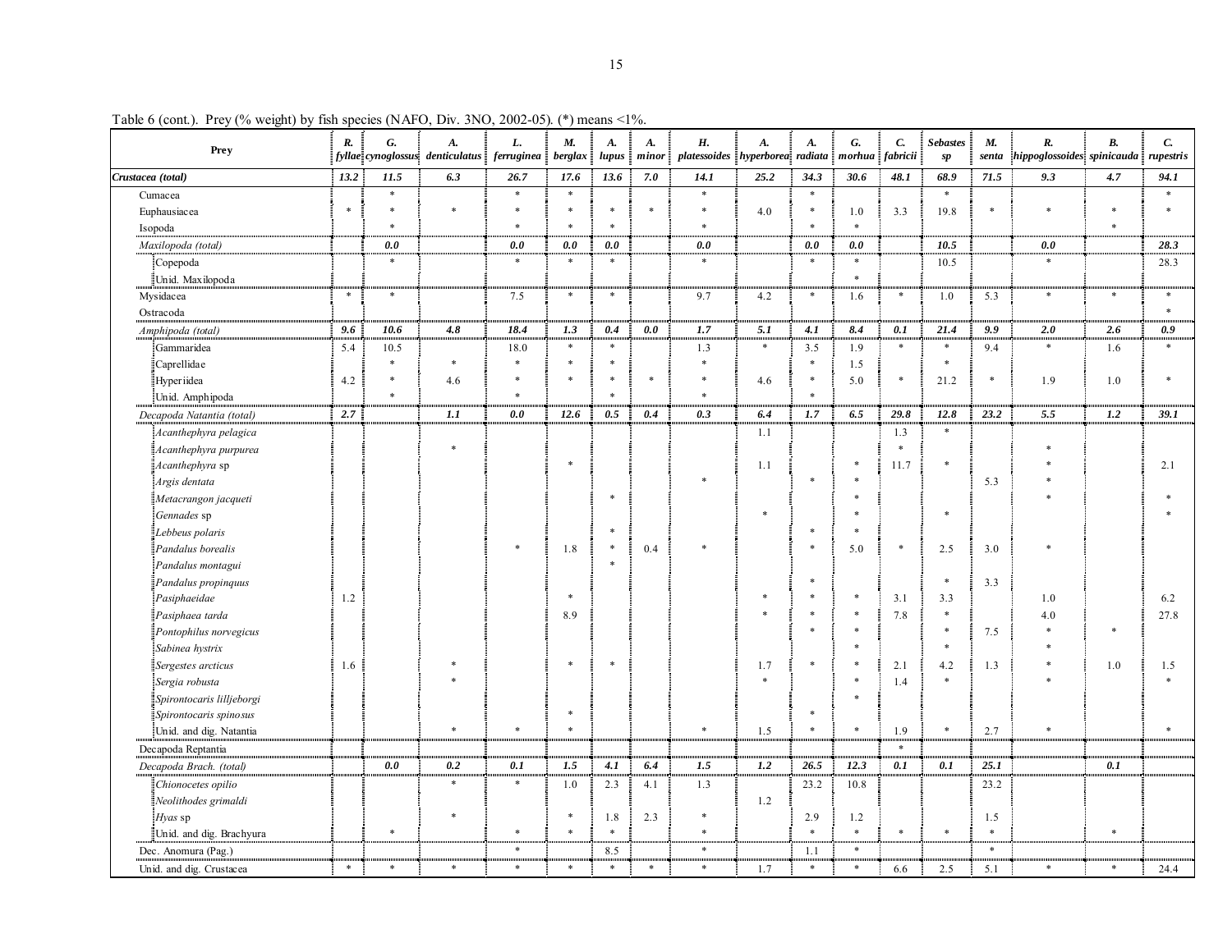Table 6 (cont.). Prey (% weight) by fish species (NAFO, Div. 3NO, 2002-05). (*) means <1%.

| Prey | *R. fyllae* | *G. cynoglossus* | *A. denticulatus* | *L. ferruginea* | *M. berglax* | *A. lupus* | *A. minor* | *H. platessoides* | *A. hyperborea* | *A. radiata* | *G. morhua* | *C. fabricii* | *Sebastes sp* | *M. senta* | *R. hippoglossoides* | *B. spinicauda* | *C. rupestris* |
|---|---|---|---|---|---|---|---|---|---|---|---|---|---|---|---|---|---|
| ***Crustacea (total)*** | ***13.2*** | ***11.5*** | ***6.3*** | ***26.7*** | ***17.6*** | ***13.6*** | ***7.0*** | ***14.1*** | ***25.2*** | ***34.3*** | ***30.6*** | ***48.1*** | ***68.9*** | ***71.5*** | ***9.3*** | ***4.7*** | ***94.1*** |
| Cumacea | | * | | * | * | | | * | | * | | | * | | | | * |
| Euphausiacea | * | * | * | * | * | * | * | * | 4.0 | * | 1.0 | 3.3 | 19.8 | * | * | * | * |
| Isopoda | | * | | * | * | * | | * | | * | * | | | | | * | |
| *Maxilopoda (total)* | | ***0.0*** | | ***0.0*** | ***0.0*** | ***0.0*** | | ***0.0*** | | ***0.0*** | ***0.0*** | | ***10.5*** | | ***0.0*** | | ***28.3*** |
| Copepoda | | * | | * | * | * | | * | | * | * | | 10.5 | | * | | 28.3 |
| Unid. Maxilopoda | | | | | | | | | | | * | | | | | | |
| Mysidacea | * | * | | 7.5 | * | * | | 9.7 | 4.2 | * | 1.6 | * | 1.0 | 5.3 | * | * | * |
| Ostracoda | | | | | | | | | | | | | | | | | * |
| *Amphipoda (total)* | ***9.6*** | ***10.6*** | ***4.8*** | ***18.4*** | ***1.3*** | ***0.4*** | ***0.0*** | ***1.7*** | ***5.1*** | ***4.1*** | ***8.4*** | ***0.1*** | ***21.4*** | ***9.9*** | ***2.0*** | ***2.6*** | ***0.9*** |
| Gammaridea | 5.4 | 10.5 | | 18.0 | * | * | | 1.3 | * | 3.5 | 1.9 | * | * | 9.4 | * | 1.6 | * |
| Caprellidae | | * | * | * | * | * | | * | | * | 1.5 | | * | | | | |
| Hyperiidea | 4.2 | * | 4.6 | * | * | * | * | * | 4.6 | * | 5.0 | * | 21.2 | * | 1.9 | 1.0 | * |
| Unid. Amphipoda | | * | | * | | * | | * | | * | | | | | | | |
| *Decapoda Natantia (total)* | ***2.7*** | | ***1.1*** | ***0.0*** | ***12.6*** | ***0.5*** | ***0.4*** | ***0.3*** | ***6.4*** | ***1.7*** | ***6.5*** | ***29.8*** | ***12.8*** | ***23.2*** | ***5.5*** | ***1.2*** | ***39.1*** |
| *Acanthephyra pelagica* | | | | | | | | | 1.1 | | | 1.3 | * | | | | |
| *Acanthephyra purpurea* | | | * | | | | | | | | | * | | | * | | |
| *Acanthephyra* sp | | | | | * | | | | 1.1 | | * | 11.7 | * | | * | | 2.1 |
| *Argis dentata* | | | | | | | | * | | * | * | | | 5.3 | * | | |
| *Metacrangon jacqueti* | | | | | | * | | | | | * | | | | * | | * |
| *Gennades* sp | | | | | | | | | * | | * | | * | | | | * |
| *Lebbeus polaris* | | | | | | * | | | | * | * | | | | | | |
| *Pandalus borealis* | | | | * | 1.8 | * | 0.4 | * | | * | 5.0 | * | 2.5 | 3.0 | * | | |
| *Pandalus montagui* | | | | | | * | | | | | | | | | | | |
| *Pandalus propinquus* | | | | | | | | | | * | | | * | 3.3 | | | |
| *Pasiphaeidae* | 1.2 | | | | * | | | | * | * | * | 3.1 | 3.3 | | 1.0 | | 6.2 |
| *Pasiphaea tarda* | | | | | 8.9 | | | | * | * | * | 7.8 | * | | 4.0 | | 27.8 |
| *Pontophilus norvegicus* | | | | | | | | | | * | * | | * | 7.5 | * | * | |
| *Sabinea hystrix* | | | | | | | | | | | * | | * | | * | | |
| *Sergestes arcticus* | 1.6 | | * | | * | * | | | 1.7 | * | * | 2.1 | 4.2 | 1.3 | * | 1.0 | 1.5 |
| *Sergia robusta* | | | * | | | | | | * | | * | 1.4 | * | | * | | * |
| *Spirontocaris lilljeborgi* | | | | | | | | | | | * | | | | | | |
| *Spirontocaris spinosus* | | | | | * | | | | | * | | | | | | | |
| Unid. and dig. Natantia | | | * | * | * | | | * | 1.5 | * | * | 1.9 | * | 2.7 | * | | * |
| Decapoda Reptantia | | | | | | | | | | | | * | | | | | |
| *Decapoda Brach. (total)* | | ***0.0*** | ***0.2*** | ***0.1*** | ***1.5*** | ***4.1*** | ***6.4*** | ***1.5*** | ***1.2*** | ***26.5*** | ***12.3*** | ***0.1*** | ***0.1*** | ***25.1*** | | ***0.1*** | |
| *Chionocetes opilio* | | | * | * | 1.0 | 2.3 | 4.1 | 1.3 | | 23.2 | 10.8 | | | 23.2 | | | |
| *Neolithodes grimaldi* | | | | | | | | | 1.2 | | | | | | | | |
| *Hyas* sp | | | * | | * | 1.8 | 2.3 | * | | 2.9 | 1.2 | | | 1.5 | | | |
| Unid. and dig. Brachyura | | * | | * | * | * | | * | | * | * | * | * | * | | * | |
| Dec. Anomura (Pag.) | | | | * | | 8.5 | | * | | 1.1 | * | | | * | | | |
| Unid. and dig. Crustacea | * | * | * | * | * | * | * | * | 1.7 | * | * | 6.6 | 2.5 | 5.1 | * | * | 24.4 |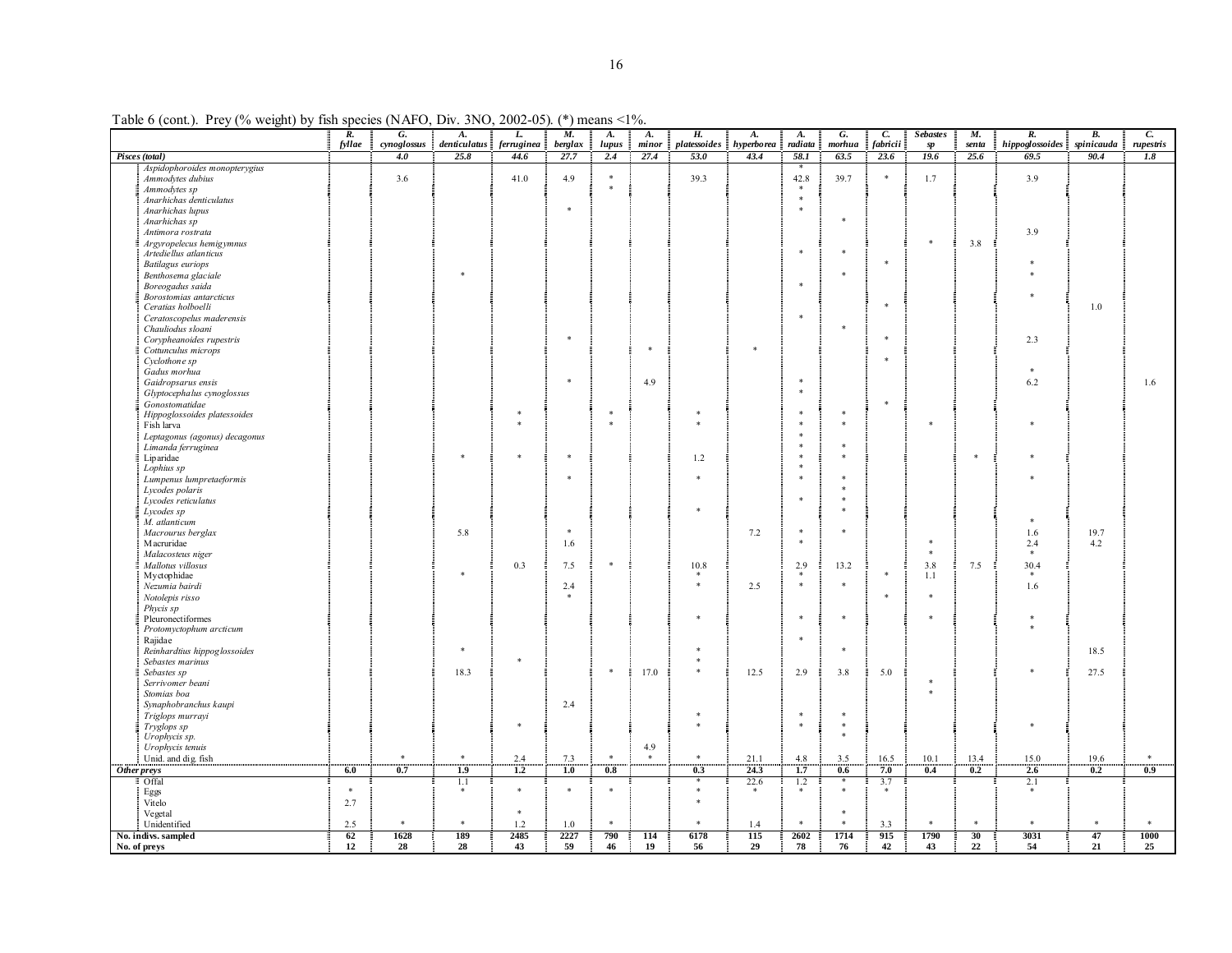Table 6 (cont.). Prey (% weight) by fish species (NAFO, Div. 3NO, 2002-05). (*) means <1%.

| | *R. fyllae* | *G. cynoglossus* | *A. denticulatus* | *L. ferruginea* | *M. berglax* | *A. lupus* | *A. minor* | *H. platessoides* | *A. hyperborea* | *A. radiata* | *G. morhua* | *C. fabricii* | *Sebastes sp* | *M. senta* | *R. hippoglossoides* | *B. spinicauda* | *C. rupestris* |
|---|---|---|---|---|---|---|---|---|---|---|---|---|---|---|---|---|---|
| ***Pisces (total)*** | | ***4.0*** | ***25.8*** | ***44.6*** | ***27.7*** | ***2.4*** | ***27.4*** | ***53.0*** | ***43.4*** | ***58.1*** | ***63.5*** | ***23.6*** | ***19.6*** | ***25.6*** | ***69.5*** | ***90.4*** | ***1.8*** |
| *Aspidophoroides monopterygius* | | | | | | | | | | * | | | | | | | |
| *Ammodytes dubius* | | 3.6 | | 41.0 | 4.9 | * | | 39.3 | | 42.8 | 39.7 | * | 1.7 | | 3.9 | | |
| *Ammodytes sp* | | | | | | * | | | | * | | | | | | | |
| *Anarhichas denticulatus* | | | | | | | | | | * | | | | | | | |
| *Anarhichas lupus* | | | | | * | | | | | * | | | | | | | |
| *Anarhichas sp* | | | | | | | | | | | * | | | | | | |
| *Antimora rostrata* | | | | | | | | | | | | | | | 3.9 | | |
| *Argyropelecus hemigymnus* | | | | | | | | | | | | | * | 3.8 | | | |
| *Artediellus atlanticus* | | | | | | | | | | * | * | | | | | | |
| *Batilagus euriops* | | | | | | | | | | | | * | | | * | | |
| *Benthosema glaciale* | | | * | | | | | | | | * | | | | * | | |
| *Boreogadus saida* | | | | | | | | | | * | | | | | | | |
| *Borostomias antarcticus* | | | | | | | | | | | | | | | * | | |
| *Ceratias holboelli* | | | | | | | | | | | | * | | | | 1.0 | |
| *Ceratoscopelus maderensis* | | | | | | | | | | * | | | | | | | |
| *Chauliodus sloani* | | | | | | | | | | | * | | | | | | |
| *Corypheanoides rupestris* | | | | | * | | | | | | | * | | | 2.3 | | |
| *Cottunculus microps* | | | | | | | * | | * | | | | | | | | |
| *Cyclothone sp* | | | | | | | | | | | | * | | | | | |
| *Gadus morhua* | | | | | | | | | | | | | | | * | | |
| *Gaidropsarus ensis* | | | | | * | | 4.9 | | | * | | | | | 6.2 | | 1.6 |
| *Glyptocephalus cynoglossus* | | | | | | | | | | * | | | | | | | |
| *Gonostomatidae* | | | | | | | | | | | | * | | | | | |
| *Hippoglossoides platessoides* | | | | * | | * | | * | | * | * | | | | | | |
| Fish larva | | | | * | | * | | * | | * | * | | * | | * | | |
| *Leptagonus (agonus) decagonus* | | | | | | | | | | * | | | | | | | |
| *Limanda ferruginea* | | | | | | | | | | * | * | | | | | | |
| Liparidae | | | * | * | * | | | 1.2 | | * | * | | | * | * | | |
| *Lophius sp* | | | | | | | | | | * | | | | | | | |
| *Lumpenus lumpretaeformis* | | | | | * | | | * | | * | * | | | | * | | |
| *Lycodes polaris* | | | | | | | | | | | * | | | | | | |
| *Lycodes reticulatus* | | | | | | | | | | * | * | | | | | | |
| *Lycodes sp* | | | | | | | | * | | | * | | | | | | |
| *M. atlanticum* | | | | | | | | | | | | | | | * | | |
| *Macrourus berglax* | | | 5.8 | | * | | | | 7.2 | * | * | | | | 1.6 | 19.7 | |
| Macruridae | | | | | 1.6 | | | | | * | | | * | | 2.4 | 4.2 | |
| *Malacosteus niger* | | | | | | | | | | | | | * | | * | | |
| *Mallotus villosus* | | | | 0.3 | 7.5 | * | | 10.8 | | 2.9 | 13.2 | | 3.8 | 7.5 | 30.4 | | |
| Myctophidae | | | * | | | | | * | | * | | * | 1.1 | | * | | |
| *Nezumia bairdi* | | | | | 2.4 | | | * | 2.5 | * | * | | | | 1.6 | | |
| *Notolepis risso* | | | | | * | | | | | | | * | * | | | | |
| *Phycis sp* | | | | | | | | | | | | | | | | | |
| Pleuronectiformes | | | | | | | | * | | * | * | | * | | * | | |
| *Protomyctophum arcticum* | | | | | | | | | | | | | | | * | | |
| Rajidae | | | | | | | | | | * | | | | | | | |
| *Reinhardtius hippoglossoides* | | | * | | | | | * | | | * | | | | | 18.5 | |
| *Sebastes marinus* | | | | * | | | | * | | | | | | | | | |
| *Sebastes sp* | | | 18.3 | | | * | 17.0 | * | 12.5 | 2.9 | 3.8 | 5.0 | | | * | 27.5 | |
| *Serrivomer beani* | | | | | | | | | | | | | * | | | | |
| *Stomias boa* | | | | | | | | | | | | | * | | | | |
| *Synaphobranchus kaupi* | | | | | 2.4 | | | | | | | | | | | | |
| *Triglops murrayi* | | | | | | | | * | | * | * | | | | | | |
| *Tryglops sp* | | | | * | | | | * | | * | * | | | | * | | |
| *Urophycis sp.* | | | | | | | | | | | * | | | | | | |
| *Urophycis tenuis* | | | | | | | 4.9 | | | | | | | | | | |
| Unid. and dig. fish | | * | * | 2.4 | 7.3 | * | * | * | 21.1 | 4.8 | 3.5 | 16.5 | 10.1 | 13.4 | 15.0 | 19.6 | * |
| ***Other preys*** | **6.0** | **0.7** | **1.9** | **1.2** | **1.0** | **0.8** | | **0.3** | **24.3** | **1.7** | **0.6** | **7.0** | **0.4** | **0.2** | **2.6** | **0.2** | **0.9** |
| Offal | | | 1.1 | | | | | * | 22.6 | 1.2 | * | 3.7 | | | 2.1 | | |
| Eggs | * | | * | * | * | * | | * | * | * | * | * | | | * | | |
| Vitelo | 2.7 | | | | | | | * | | | | | | | | | |
| Vegetal | | | | * | | | | | | | * | | | | | | |
| Unidentified | 2.5 | * | * | 1.2 | 1.0 | * | | * | 1.4 | * | * | 3.3 | * | * | * | * | * |
| **No. indivs. sampled** | **62** | **1628** | **189** | **2485** | **2227** | **790** | **114** | **6178** | **115** | **2602** | **1714** | **915** | **1790** | **30** | **3031** | **47** | **1000** |
| **No. of preys** | **12** | **28** | **28** | **43** | **59** | **46** | **19** | **56** | **29** | **78** | **76** | **42** | **43** | **22** | **54** | **21** | **25** |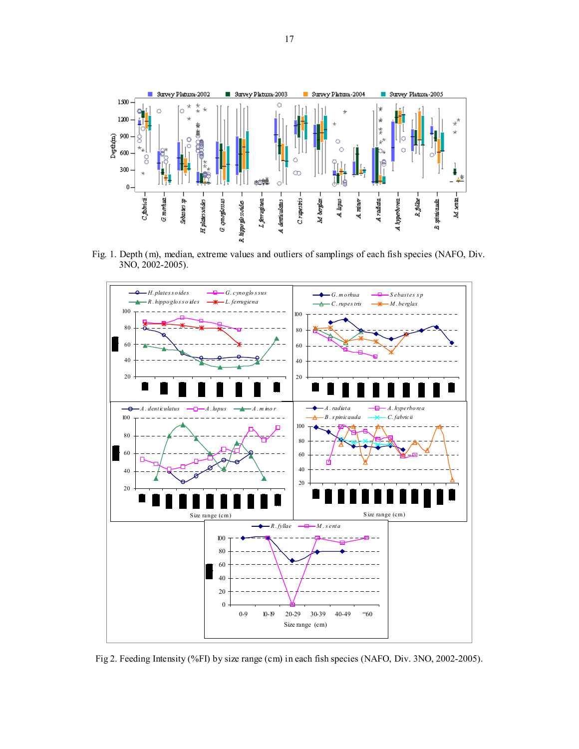Fig. 1. Depth (m), median, extreme values and outliers of samplings of each fish species (NAFO, Div. 3NO, 2002-2005).

Fig 2. Feeding Intensity (%FI) by size range (cm) in each fish species (NAFO, Div. 3NO, 2002-2005).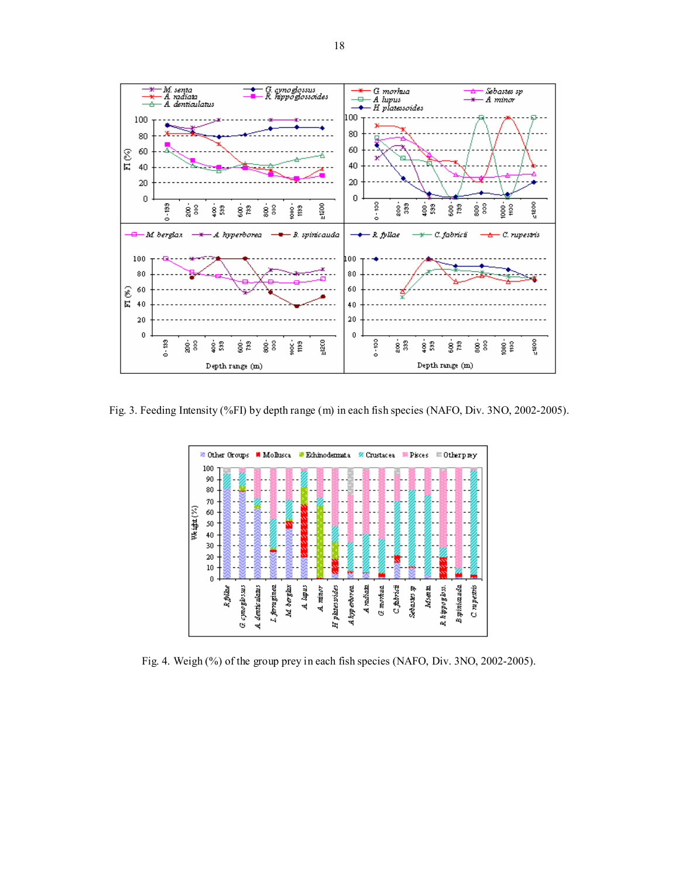Fig. 3. Feeding Intensity (%FI) by depth range (m) in each fish species (NAFO, Div. 3NO, 2002-2005).

Fig. 4. Weigh (%) of the group prey in each fish species (NAFO, Div. 3NO, 2002-2005).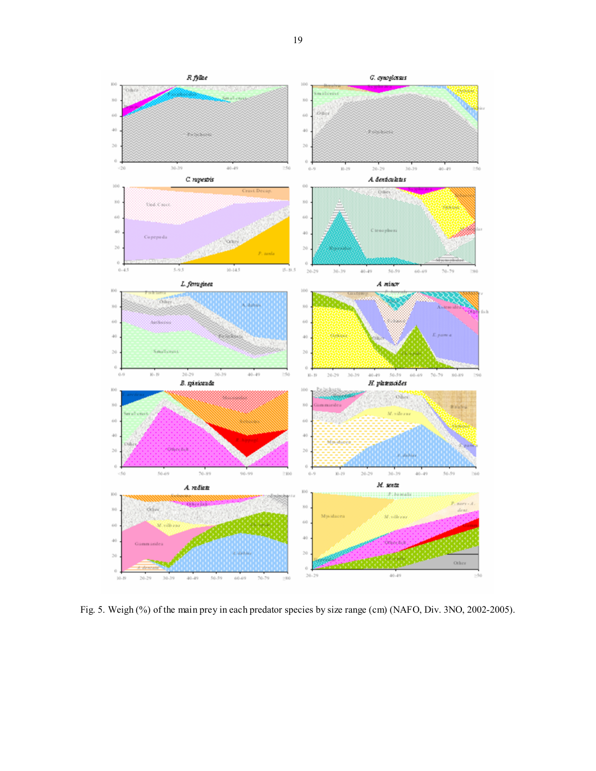Fig. 5. Weigh (%) of the main prey in each predator species by size range (cm) (NAFO, Div. 3NO, 2002-2005).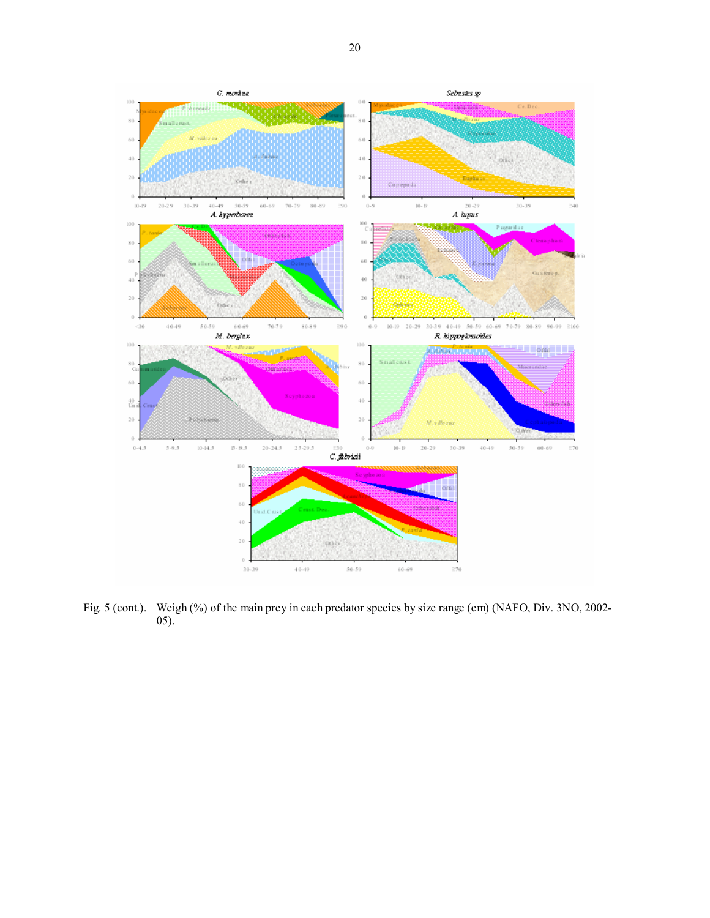Fig. 5 (cont.). Weigh (%) of the main prey in each predator species by size range (cm) (NAFO, Div. 3NO, 2002-05).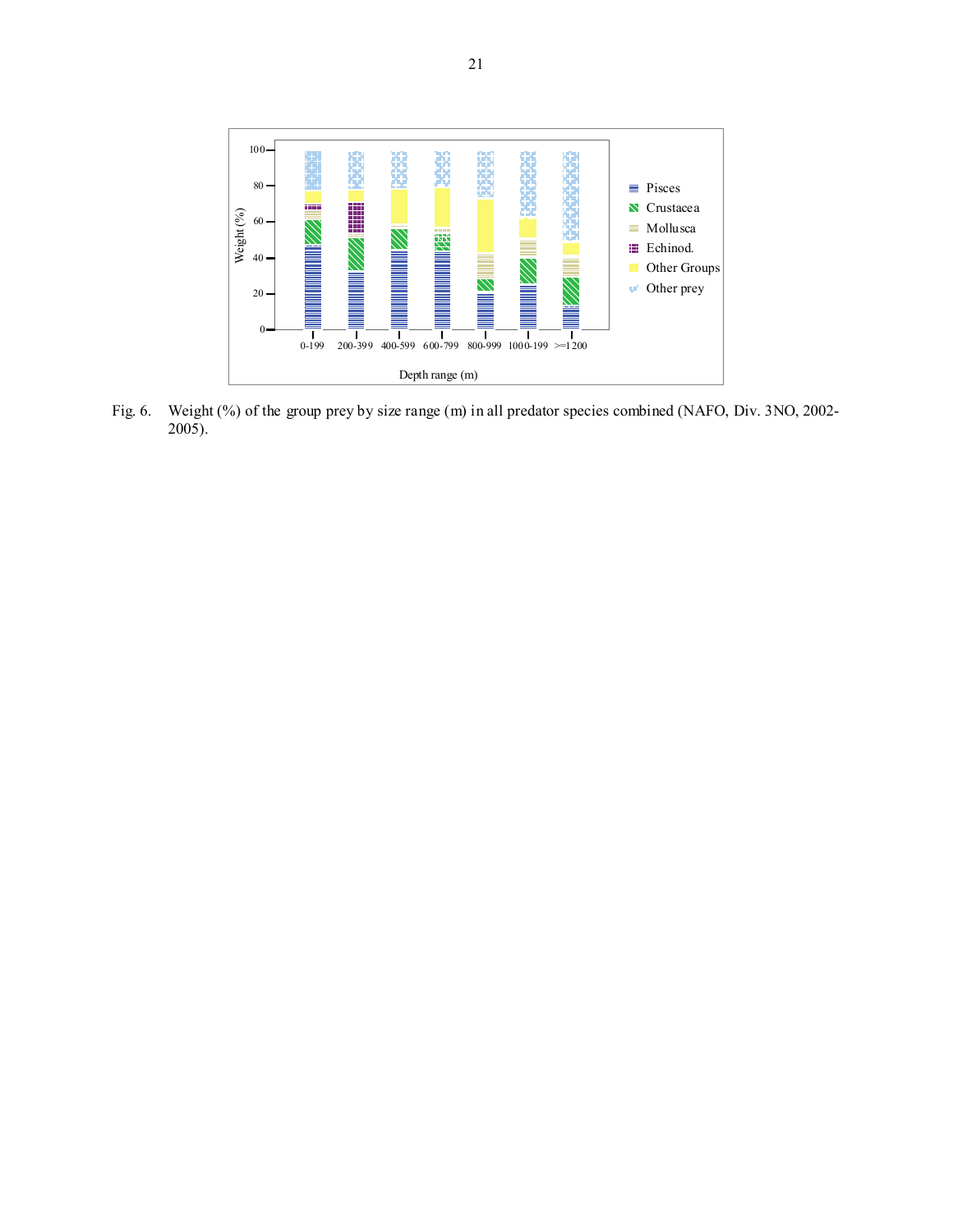Fig. 6. Weight (%) of the group prey by size range (m) in all predator species combined (NAFO, Div. 3NO, 2002-2005).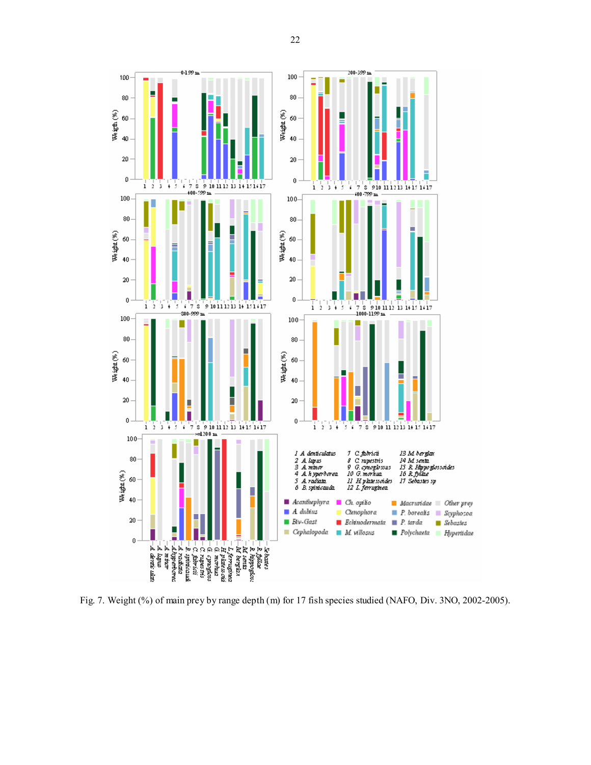0-199 m

200-399 m

400-599 m

600-799 m

800-999 m

1000-1199 m

>=1200 m

Weight (%)

1 A. denticulatus
2 A. lupus
3 A. minor
4 A. hyperborea
5 A. radiata
6 B. spinicauda
7 C. fabricii
8 C. rupestris
9 G. cynoglossus
10 G. morhua
11 H. platessoides
12 L. ferruginea
13 M. berglax
14 M. senta
15 R. Hippoglossoides
16 R. fyllae
17 Sebastes sp

Acanthephyra
A. dubius
Biv-Gast
Cephalopoda
Ch. opilio
Ctenophora
Echinodermata
M. villosus
Macruridae
P. borealis
P. tarda
Polychaeta
Other prey
Scyphozoa
Sebastes
Hyperiidae

A. denticulatus
A. lupus
A. minor
A. hyperborea
A. radiata
B. spinicauda
C. fabricii
C. rupestris
G. cynoglossus
G. morhua
H. platessoides
L. ferruginea
M. berglax
M. senta
R. hippoglossoides
R. fyllae
Sebastes

Fig. 7. Weight (%) of main prey by range depth (m) for 17 fish species studied (NAFO, Div. 3NO, 2002-2005).